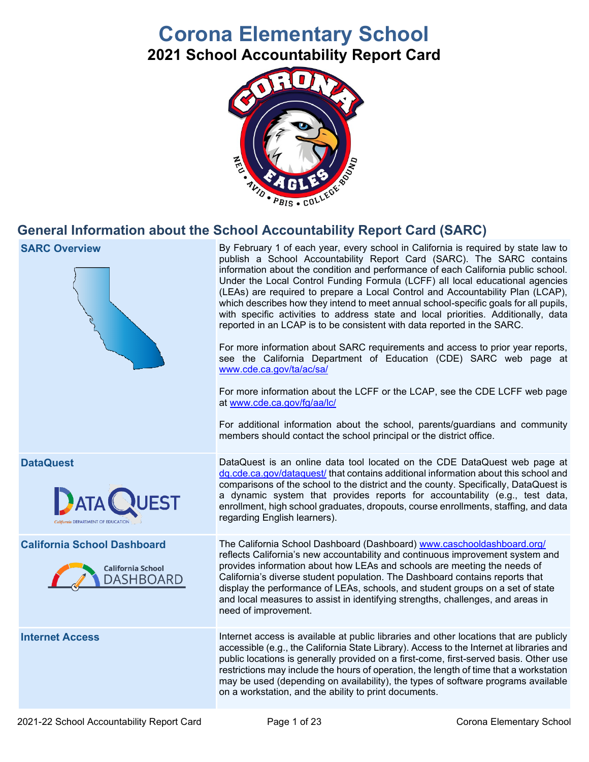# Corona Elementary School

## 2021 School Accountability Report Card

## General Information about the School Accountability Report Card (SARC)

| | |
|---|---|
| **SARC Overview** | By February 1 of each year, every school in California is required by state law to publish a School Accountability Report Card (SARC). The SARC contains information about the condition and performance of each California public school. Under the Local Control Funding Formula (LCFF) all local educational agencies (LEAs) are required to prepare a Local Control and Accountability Plan (LCAP), which describes how they intend to meet annual school-specific goals for all pupils, with specific activities to address state and local priorities. Additionally, data reported in an LCAP is to be consistent with data reported in the SARC.<br><br>For more information about SARC requirements and access to prior year reports, see the California Department of Education (CDE) SARC web page at www.cde.ca.gov/ta/ac/sa/<br><br>For more information about the LCFF or the LCAP, see the CDE LCFF web page at www.cde.ca.gov/fg/aa/lc/<br><br>For additional information about the school, parents/guardians and community members should contact the school principal or the district office. |
| **DataQuest** | DataQuest is an online data tool located on the CDE DataQuest web page at dq.cde.ca.gov/dataquest/ that contains additional information about this school and comparisons of the school to the district and the county. Specifically, DataQuest is a dynamic system that provides reports for accountability (e.g., test data, enrollment, high school graduates, dropouts, course enrollments, staffing, and data regarding English learners). |
| **California School Dashboard** | The California School Dashboard (Dashboard) www.caschooldashboard.org/ reflects California's new accountability and continuous improvement system and provides information about how LEAs and schools are meeting the needs of California's diverse student population. The Dashboard contains reports that display the performance of LEAs, schools, and student groups on a set of state and local measures to assist in identifying strengths, challenges, and areas in need of improvement. |
| **Internet Access** | Internet access is available at public libraries and other locations that are publicly accessible (e.g., the California State Library). Access to the Internet at libraries and public locations is generally provided on a first-come, first-served basis. Other use restrictions may include the hours of operation, the length of time that a workstation may be used (depending on availability), the types of software programs available on a workstation, and the ability to print documents. |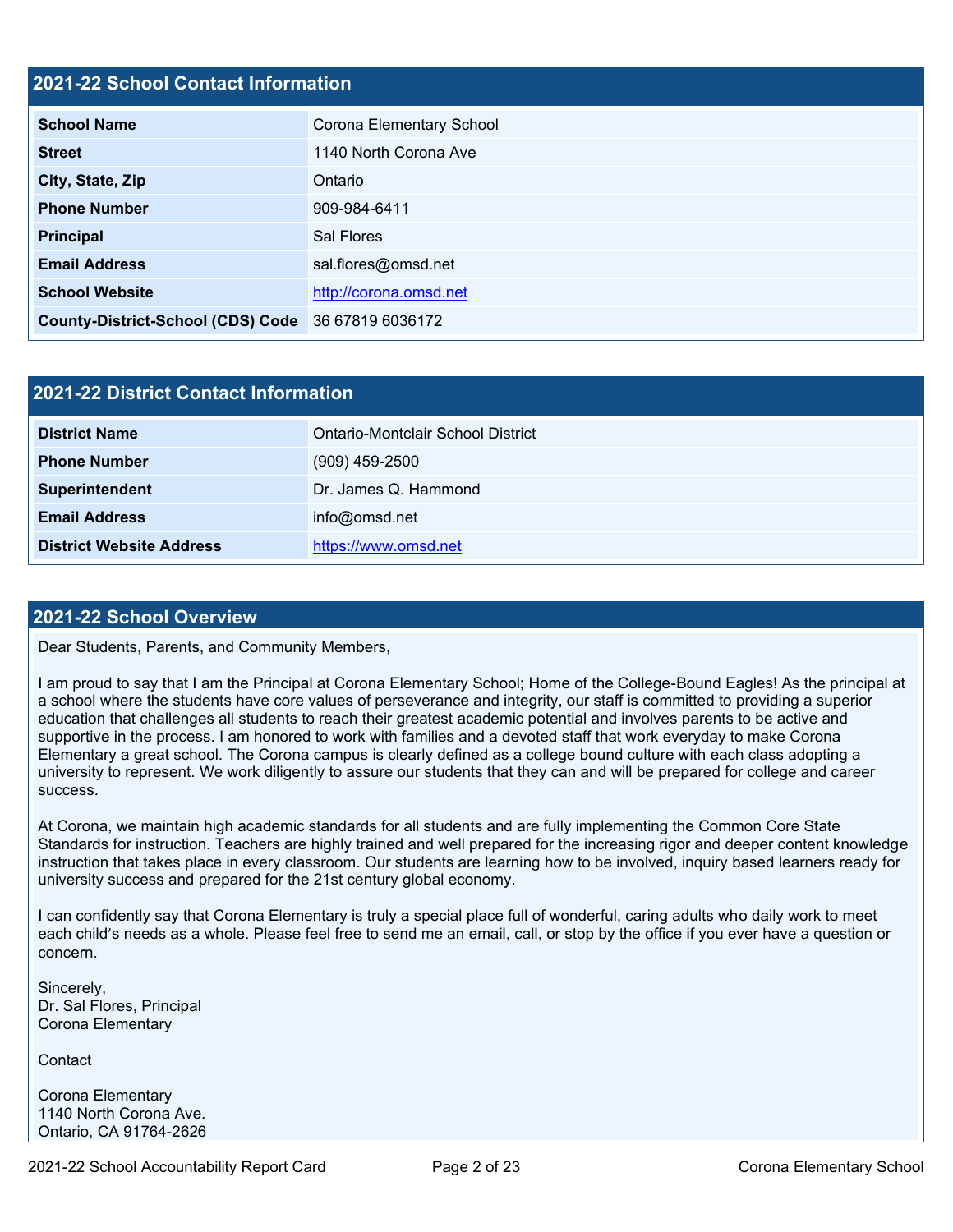## 2021-22 School Contact Information

| 2021-22 School Contact Information | |
|---|---|
| **School Name** | Corona Elementary School |
| **Street** | 1140 North Corona Ave |
| **City, State, Zip** | Ontario |
| **Phone Number** | 909-984-6411 |
| **Principal** | Sal Flores |
| **Email Address** | sal.flores@omsd.net |
| **School Website** | http://corona.omsd.net |
| **County-District-School (CDS) Code** | 36 67819 6036172 |

## 2021-22 District Contact Information

| 2021-22 District Contact Information | |
|---|---|
| **District Name** | Ontario-Montclair School District |
| **Phone Number** | (909) 459-2500 |
| **Superintendent** | Dr. James Q. Hammond |
| **Email Address** | info@omsd.net |
| **District Website Address** | https://www.omsd.net |

## 2021-22 School Overview

Dear Students, Parents, and Community Members,

I am proud to say that I am the Principal at Corona Elementary School; Home of the College-Bound Eagles! As the principal at a school where the students have core values of perseverance and integrity, our staff is committed to providing a superior education that challenges all students to reach their greatest academic potential and involves parents to be active and supportive in the process. I am honored to work with families and a devoted staff that work everyday to make Corona Elementary a great school. The Corona campus is clearly defined as a college bound culture with each class adopting a university to represent. We work diligently to assure our students that they can and will be prepared for college and career success.

At Corona, we maintain high academic standards for all students and are fully implementing the Common Core State Standards for instruction. Teachers are highly trained and well prepared for the increasing rigor and deeper content knowledge instruction that takes place in every classroom. Our students are learning how to be involved, inquiry based learners ready for university success and prepared for the 21st century global economy.

I can confidently say that Corona Elementary is truly a special place full of wonderful, caring adults who daily work to meet each child's needs as a whole. Please feel free to send me an email, call, or stop by the office if you ever have a question or concern.

Sincerely,
Dr. Sal Flores, Principal
Corona Elementary

Contact

Corona Elementary
1140 North Corona Ave.
Ontario, CA 91764-2626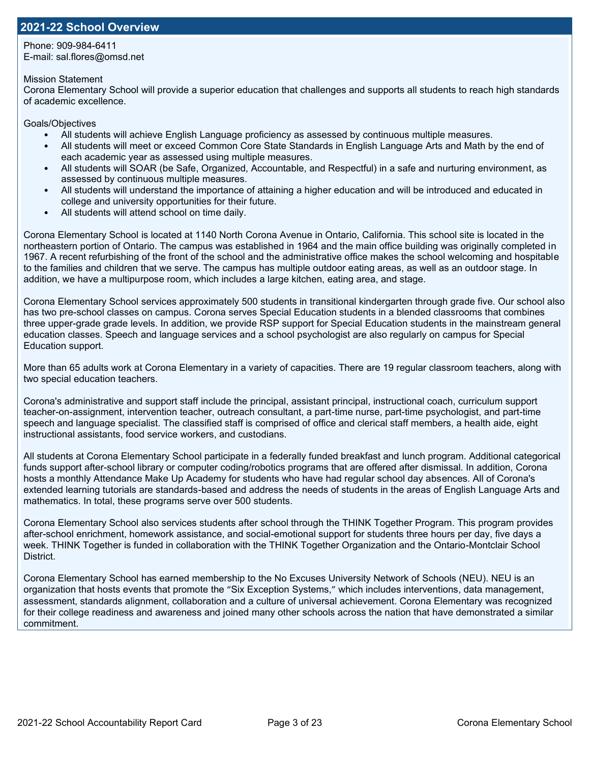## 2021-22 School Overview

Phone: 909-984-6411
E-mail: sal.flores@omsd.net

Mission Statement
Corona Elementary School will provide a superior education that challenges and supports all students to reach high standards of academic excellence.

Goals/Objectives

- All students will achieve English Language proficiency as assessed by continuous multiple measures.
- All students will meet or exceed Common Core State Standards in English Language Arts and Math by the end of each academic year as assessed using multiple measures.
- All students will SOAR (be Safe, Organized, Accountable, and Respectful) in a safe and nurturing environment, as assessed by continuous multiple measures.
- All students will understand the importance of attaining a higher education and will be introduced and educated in college and university opportunities for their future.
- All students will attend school on time daily.

Corona Elementary School is located at 1140 North Corona Avenue in Ontario, California. This school site is located in the northeastern portion of Ontario. The campus was established in 1964 and the main office building was originally completed in 1967. A recent refurbishing of the front of the school and the administrative office makes the school welcoming and hospitable to the families and children that we serve. The campus has multiple outdoor eating areas, as well as an outdoor stage. In addition, we have a multipurpose room, which includes a large kitchen, eating area, and stage.

Corona Elementary School services approximately 500 students in transitional kindergarten through grade five. Our school also has two pre-school classes on campus. Corona serves Special Education students in a blended classrooms that combines three upper-grade grade levels. In addition, we provide RSP support for Special Education students in the mainstream general education classes. Speech and language services and a school psychologist are also regularly on campus for Special Education support.

More than 65 adults work at Corona Elementary in a variety of capacities. There are 19 regular classroom teachers, along with two special education teachers.

Corona's administrative and support staff include the principal, assistant principal, instructional coach, curriculum support teacher-on-assignment, intervention teacher, outreach consultant, a part-time nurse, part-time psychologist, and part-time speech and language specialist. The classified staff is comprised of office and clerical staff members, a health aide, eight instructional assistants, food service workers, and custodians.

All students at Corona Elementary School participate in a federally funded breakfast and lunch program. Additional categorical funds support after-school library or computer coding/robotics programs that are offered after dismissal. In addition, Corona hosts a monthly Attendance Make Up Academy for students who have had regular school day absences. All of Corona's extended learning tutorials are standards-based and address the needs of students in the areas of English Language Arts and mathematics. In total, these programs serve over 500 students.

Corona Elementary School also services students after school through the THINK Together Program. This program provides after-school enrichment, homework assistance, and social-emotional support for students three hours per day, five days a week. THINK Together is funded in collaboration with the THINK Together Organization and the Ontario-Montclair School District.

Corona Elementary School has earned membership to the No Excuses University Network of Schools (NEU). NEU is an organization that hosts events that promote the "Six Exception Systems," which includes interventions, data management, assessment, standards alignment, collaboration and a culture of universal achievement. Corona Elementary was recognized for their college readiness and awareness and joined many other schools across the nation that have demonstrated a similar commitment.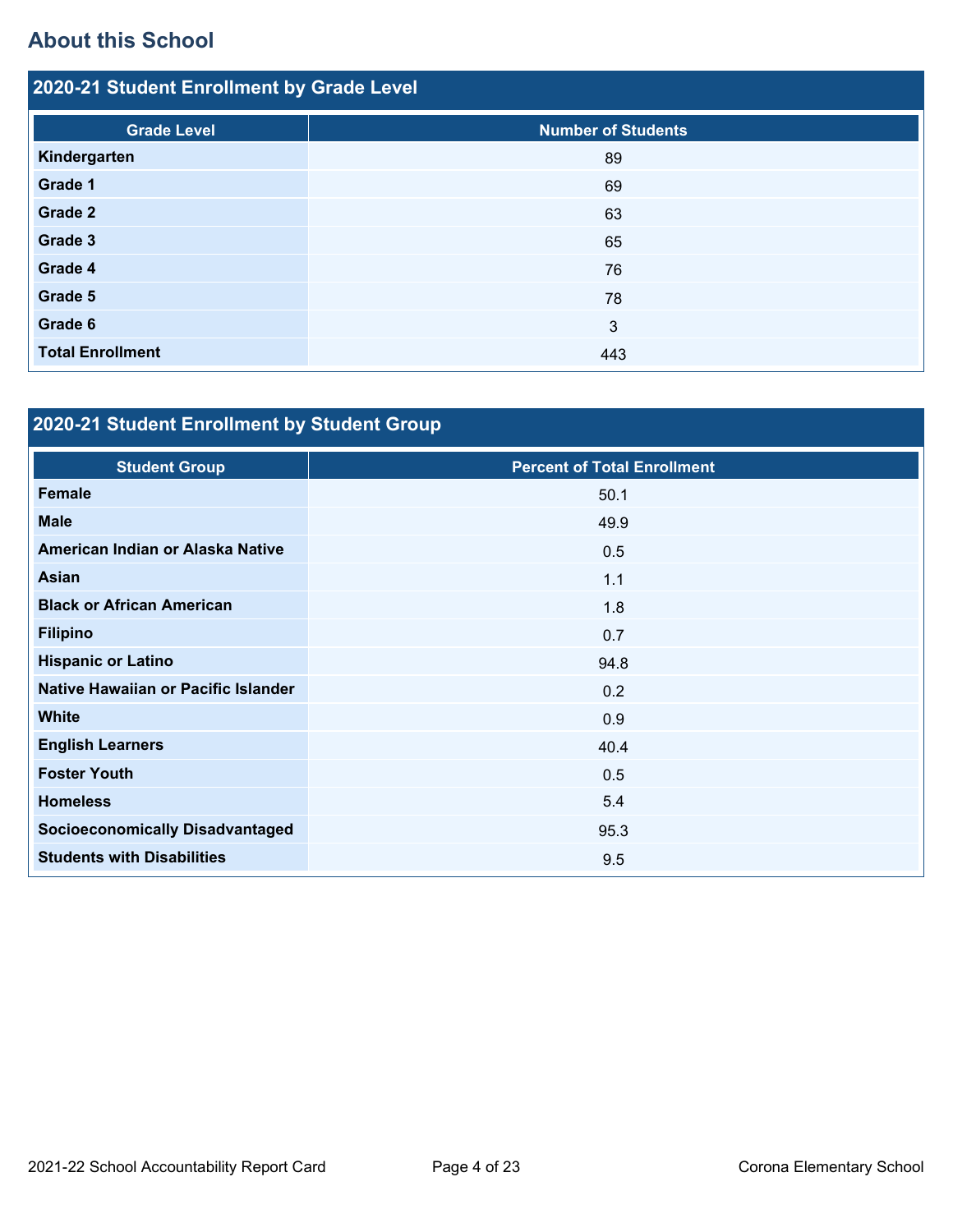## About this School

### 2020-21 Student Enrollment by Grade Level

| Grade Level | Number of Students |
| --- | --- |
| Kindergarten | 89 |
| Grade 1 | 69 |
| Grade 2 | 63 |
| Grade 3 | 65 |
| Grade 4 | 76 |
| Grade 5 | 78 |
| Grade 6 | 3 |
| Total Enrollment | 443 |

### 2020-21 Student Enrollment by Student Group

| Student Group | Percent of Total Enrollment |
| --- | --- |
| Female | 50.1 |
| Male | 49.9 |
| American Indian or Alaska Native | 0.5 |
| Asian | 1.1 |
| Black or African American | 1.8 |
| Filipino | 0.7 |
| Hispanic or Latino | 94.8 |
| Native Hawaiian or Pacific Islander | 0.2 |
| White | 0.9 |
| English Learners | 40.4 |
| Foster Youth | 0.5 |
| Homeless | 5.4 |
| Socioeconomically Disadvantaged | 95.3 |
| Students with Disabilities | 9.5 |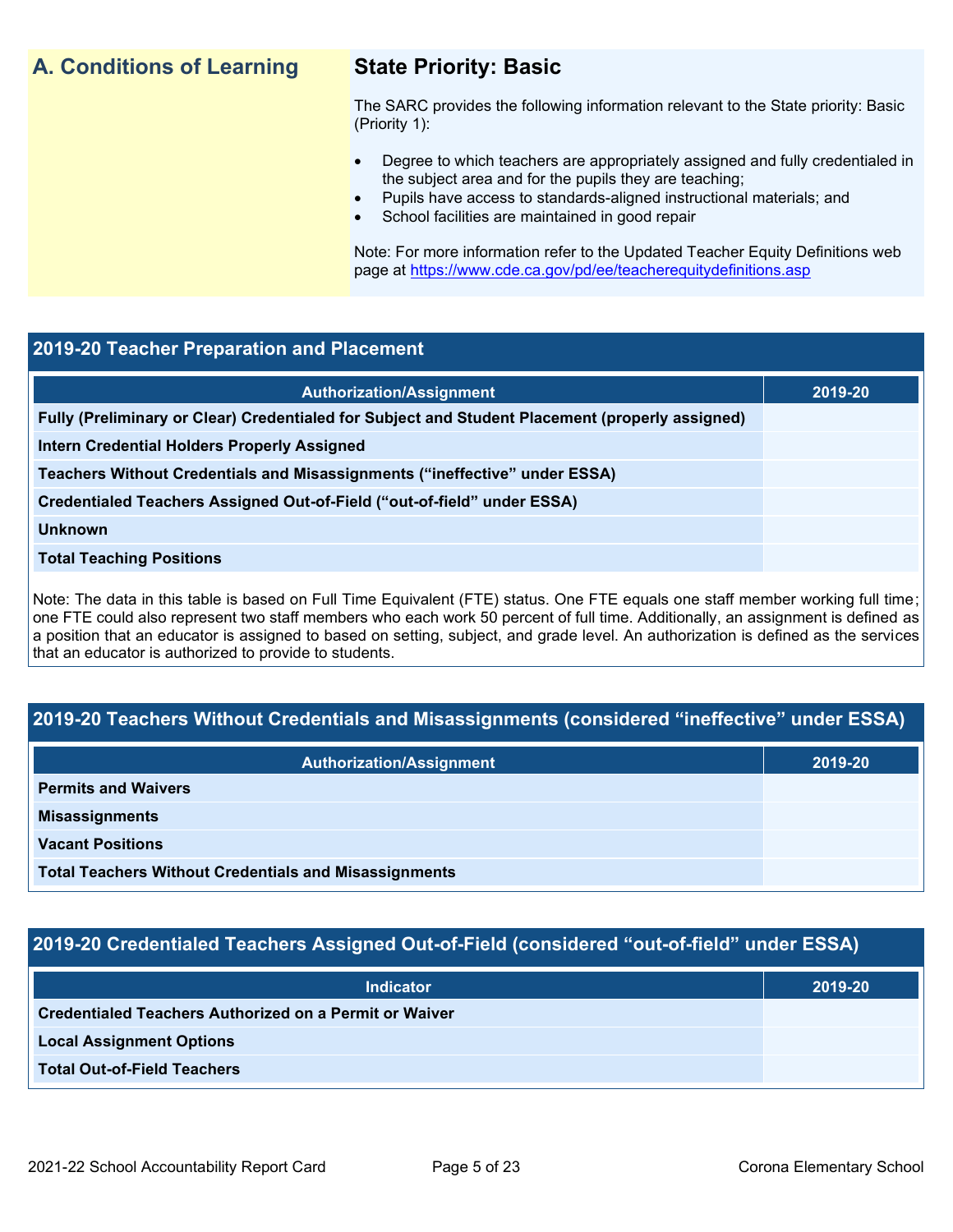## A. Conditions of Learning

### State Priority: Basic

The SARC provides the following information relevant to the State priority: Basic (Priority 1):

- Degree to which teachers are appropriately assigned and fully credentialed in the subject area and for the pupils they are teaching;
- Pupils have access to standards-aligned instructional materials; and
- School facilities are maintained in good repair

Note: For more information refer to the Updated Teacher Equity Definitions web page at https://www.cde.ca.gov/pd/ee/teacherequitydefinitions.asp

### 2019-20 Teacher Preparation and Placement

| Authorization/Assignment | 2019-20 |
|---|---|
| Fully (Preliminary or Clear) Credentialed for Subject and Student Placement (properly assigned) | |
| Intern Credential Holders Properly Assigned | |
| Teachers Without Credentials and Misassignments ("ineffective" under ESSA) | |
| Credentialed Teachers Assigned Out-of-Field ("out-of-field" under ESSA) | |
| Unknown | |
| Total Teaching Positions | |

Note: The data in this table is based on Full Time Equivalent (FTE) status. One FTE equals one staff member working full time; one FTE could also represent two staff members who each work 50 percent of full time. Additionally, an assignment is defined as a position that an educator is assigned to based on setting, subject, and grade level. An authorization is defined as the services that an educator is authorized to provide to students.

### 2019-20 Teachers Without Credentials and Misassignments (considered "ineffective" under ESSA)

| Authorization/Assignment | 2019-20 |
|---|---|
| Permits and Waivers | |
| Misassignments | |
| Vacant Positions | |
| Total Teachers Without Credentials and Misassignments | |

### 2019-20 Credentialed Teachers Assigned Out-of-Field (considered "out-of-field" under ESSA)

| Indicator | 2019-20 |
|---|---|
| Credentialed Teachers Authorized on a Permit or Waiver | |
| Local Assignment Options | |
| Total Out-of-Field Teachers | |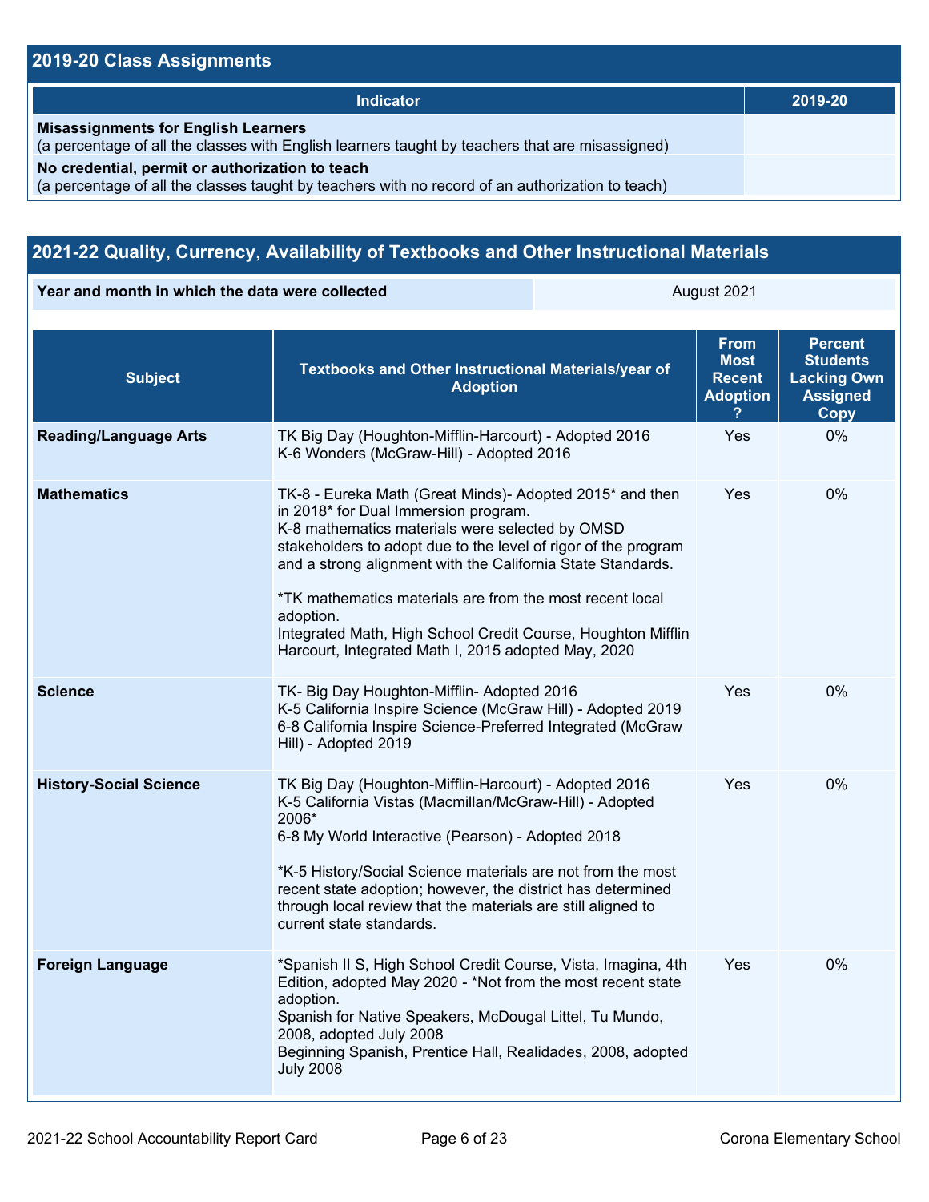## 2019-20 Class Assignments

| Indicator | 2019-20 |
|---|---|
| **Misassignments for English Learners** (a percentage of all the classes with English learners taught by teachers that are misassigned) | |
| **No credential, permit or authorization to teach** (a percentage of all the classes taught by teachers with no record of an authorization to teach) | |

## 2021-22 Quality, Currency, Availability of Textbooks and Other Instructional Materials

| Year and month in which the data were collected | August 2021 |
|---|---|

| Subject | Textbooks and Other Instructional Materials/year of Adoption | From Most Recent Adoption ? | Percent Students Lacking Own Assigned Copy |
|---|---|---|---|
| **Reading/Language Arts** | TK Big Day (Houghton-Mifflin-Harcourt) - Adopted 2016<br>K-6 Wonders (McGraw-Hill) - Adopted 2016 | Yes | 0% |
| **Mathematics** | TK-8 - Eureka Math (Great Minds)- Adopted 2015* and then in 2018* for Dual Immersion program.<br>K-8 mathematics materials were selected by OMSD stakeholders to adopt due to the level of rigor of the program and a strong alignment with the California State Standards.<br><br>*TK mathematics materials are from the most recent local adoption.<br>Integrated Math, High School Credit Course, Houghton Mifflin Harcourt, Integrated Math I, 2015 adopted May, 2020 | Yes | 0% |
| **Science** | TK- Big Day Houghton-Mifflin- Adopted 2016<br>K-5 California Inspire Science (McGraw Hill) - Adopted 2019<br>6-8 California Inspire Science-Preferred Integrated (McGraw Hill) - Adopted 2019 | Yes | 0% |
| **History-Social Science** | TK Big Day (Houghton-Mifflin-Harcourt) - Adopted 2016<br>K-5 California Vistas (Macmillan/McGraw-Hill) - Adopted 2006*<br>6-8 My World Interactive (Pearson) - Adopted 2018<br><br>*K-5 History/Social Science materials are not from the most recent state adoption; however, the district has determined through local review that the materials are still aligned to current state standards. | Yes | 0% |
| **Foreign Language** | *Spanish II S, High School Credit Course, Vista, Imagina, 4th Edition, adopted May 2020 - *Not from the most recent state adoption.<br>Spanish for Native Speakers, McDougal Littel, Tu Mundo, 2008, adopted July 2008<br>Beginning Spanish, Prentice Hall, Realidades, 2008, adopted July 2008 | Yes | 0% |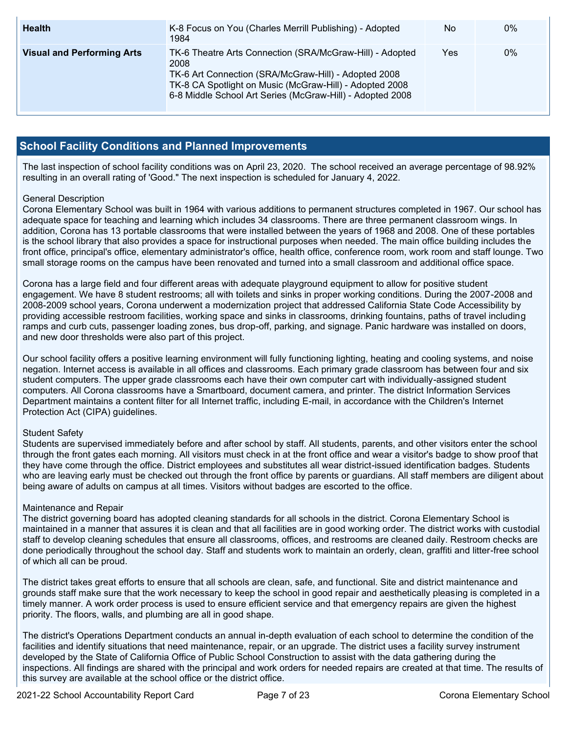| Health | K-8 Focus on You (Charles Merrill Publishing) - Adopted 1984 | No | 0% |
|---|---|---|---|
| **Visual and Performing Arts** | TK-6 Theatre Arts Connection (SRA/McGraw-Hill) - Adopted 2008<br>TK-6 Art Connection (SRA/McGraw-Hill) - Adopted 2008<br>TK-8 CA Spotlight on Music (McGraw-Hill) - Adopted 2008<br>6-8 Middle School Art Series (McGraw-Hill) - Adopted 2008 | Yes | 0% |

## School Facility Conditions and Planned Improvements

The last inspection of school facility conditions was on April 23, 2020. The school received an average percentage of 98.92% resulting in an overall rating of 'Good." The next inspection is scheduled for January 4, 2022.

General Description
Corona Elementary School was built in 1964 with various additions to permanent structures completed in 1967. Our school has adequate space for teaching and learning which includes 34 classrooms. There are three permanent classroom wings. In addition, Corona has 13 portable classrooms that were installed between the years of 1968 and 2008. One of these portables is the school library that also provides a space for instructional purposes when needed. The main office building includes the front office, principal's office, elementary administrator's office, health office, conference room, work room and staff lounge. Two small storage rooms on the campus have been renovated and turned into a small classroom and additional office space.

Corona has a large field and four different areas with adequate playground equipment to allow for positive student engagement. We have 8 student restrooms; all with toilets and sinks in proper working conditions. During the 2007-2008 and 2008-2009 school years, Corona underwent a modernization project that addressed California State Code Accessibility by providing accessible restroom facilities, working space and sinks in classrooms, drinking fountains, paths of travel including ramps and curb cuts, passenger loading zones, bus drop-off, parking, and signage. Panic hardware was installed on doors, and new door thresholds were also part of this project.

Our school facility offers a positive learning environment will fully functioning lighting, heating and cooling systems, and noise negation. Internet access is available in all offices and classrooms. Each primary grade classroom has between four and six student computers. The upper grade classrooms each have their own computer cart with individually-assigned student computers. All Corona classrooms have a Smartboard, document camera, and printer. The district Information Services Department maintains a content filter for all Internet traffic, including E-mail, in accordance with the Children's Internet Protection Act (CIPA) guidelines.

Student Safety
Students are supervised immediately before and after school by staff. All students, parents, and other visitors enter the school through the front gates each morning. All visitors must check in at the front office and wear a visitor's badge to show proof that they have come through the office. District employees and substitutes all wear district-issued identification badges. Students who are leaving early must be checked out through the front office by parents or guardians. All staff members are diligent about being aware of adults on campus at all times. Visitors without badges are escorted to the office.

Maintenance and Repair
The district governing board has adopted cleaning standards for all schools in the district. Corona Elementary School is maintained in a manner that assures it is clean and that all facilities are in good working order. The district works with custodial staff to develop cleaning schedules that ensure all classrooms, offices, and restrooms are cleaned daily. Restroom checks are done periodically throughout the school day. Staff and students work to maintain an orderly, clean, graffiti and litter-free school of which all can be proud.

The district takes great efforts to ensure that all schools are clean, safe, and functional. Site and district maintenance and grounds staff make sure that the work necessary to keep the school in good repair and aesthetically pleasing is completed in a timely manner. A work order process is used to ensure efficient service and that emergency repairs are given the highest priority. The floors, walls, and plumbing are all in good shape.

The district's Operations Department conducts an annual in-depth evaluation of each school to determine the condition of the facilities and identify situations that need maintenance, repair, or an upgrade. The district uses a facility survey instrument developed by the State of California Office of Public School Construction to assist with the data gathering during the inspections. All findings are shared with the principal and work orders for needed repairs are created at that time. The results of this survey are available at the school office or the district office.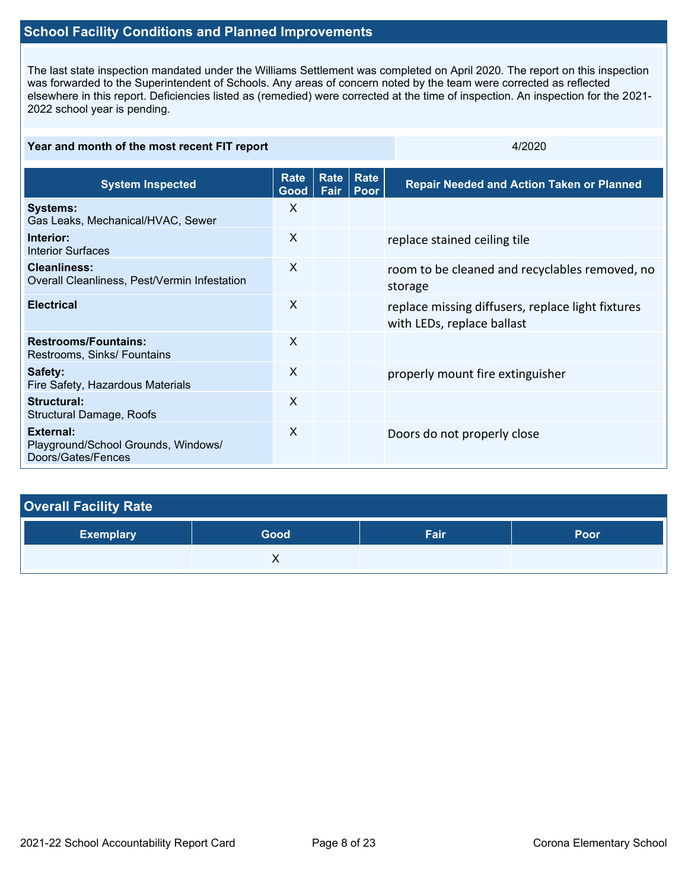## School Facility Conditions and Planned Improvements

The last state inspection mandated under the Williams Settlement was completed on April 2020. The report on this inspection was forwarded to the Superintendent of Schools. Any areas of concern noted by the team were corrected as reflected elsewhere in this report. Deficiencies listed as (remedied) were corrected at the time of inspection. An inspection for the 2021-2022 school year is pending.

| Year and month of the most recent FIT report | 4/2020 |
|---|---|

| System Inspected | Rate Good | Rate Fair | Rate Poor | Repair Needed and Action Taken or Planned |
|---|---|---|---|---|
| **Systems:** Gas Leaks, Mechanical/HVAC, Sewer | X | | | |
| **Interior:** Interior Surfaces | X | | | replace stained ceiling tile |
| **Cleanliness:** Overall Cleanliness, Pest/Vermin Infestation | X | | | room to be cleaned and recyclables removed, no storage |
| **Electrical** | X | | | replace missing diffusers, replace light fixtures with LEDs, replace ballast |
| **Restrooms/Fountains:** Restrooms, Sinks/ Fountains | X | | | |
| **Safety:** Fire Safety, Hazardous Materials | X | | | properly mount fire extinguisher |
| **Structural:** Structural Damage, Roofs | X | | | |
| **External:** Playground/School Grounds, Windows/ Doors/Gates/Fences | X | | | Doors do not properly close |

## Overall Facility Rate

| Exemplary | Good | Fair | Poor |
|---|---|---|---|
| | X | | |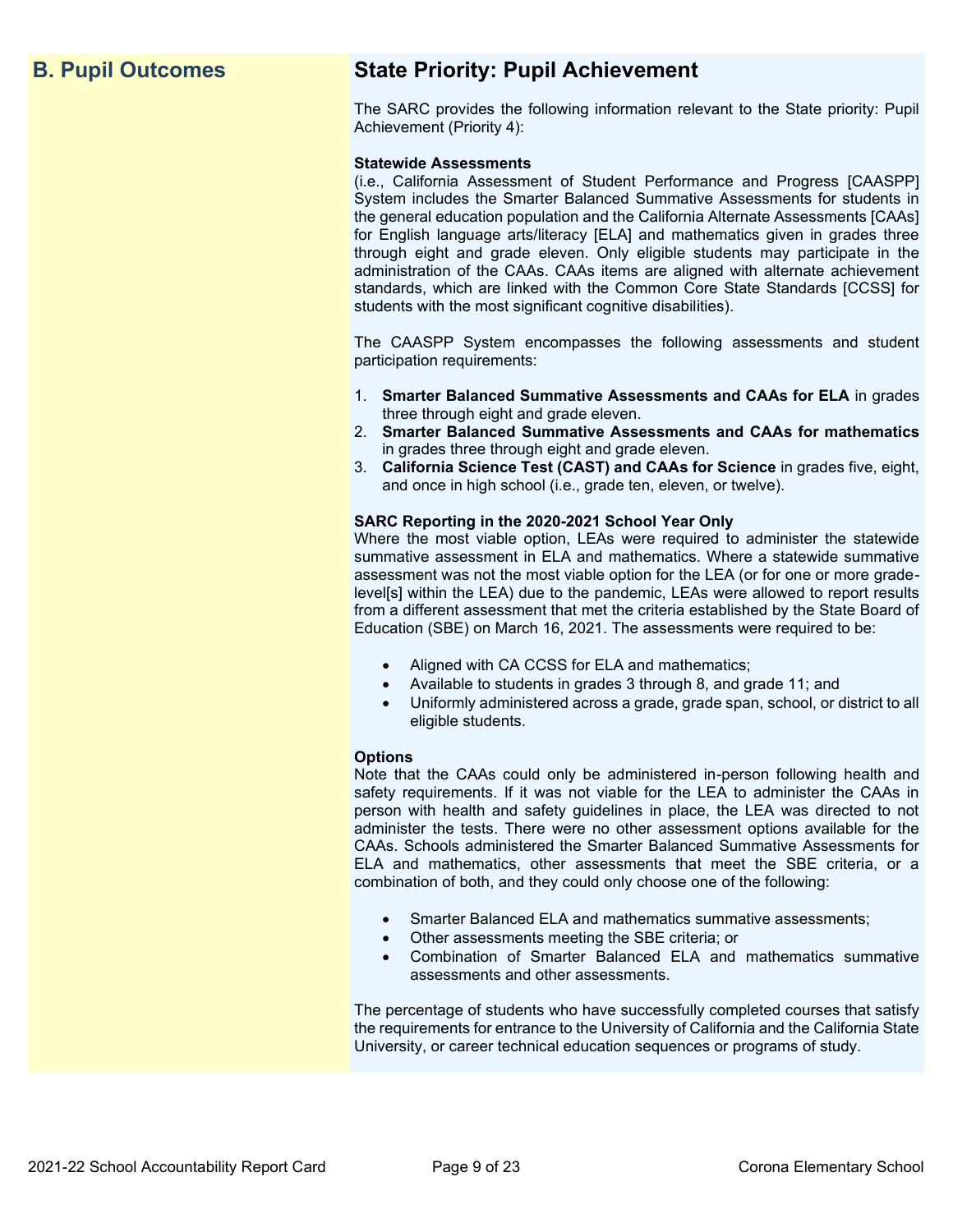## B. Pupil Outcomes

## State Priority: Pupil Achievement

The SARC provides the following information relevant to the State priority: Pupil Achievement (Priority 4):

**Statewide Assessments**
(i.e., California Assessment of Student Performance and Progress [CAASPP] System includes the Smarter Balanced Summative Assessments for students in the general education population and the California Alternate Assessments [CAAs] for English language arts/literacy [ELA] and mathematics given in grades three through eight and grade eleven. Only eligible students may participate in the administration of the CAAs. CAAs items are aligned with alternate achievement standards, which are linked with the Common Core State Standards [CCSS] for students with the most significant cognitive disabilities).

The CAASPP System encompasses the following assessments and student participation requirements:

1. **Smarter Balanced Summative Assessments and CAAs for ELA** in grades three through eight and grade eleven.
2. **Smarter Balanced Summative Assessments and CAAs for mathematics** in grades three through eight and grade eleven.
3. **California Science Test (CAST) and CAAs for Science** in grades five, eight, and once in high school (i.e., grade ten, eleven, or twelve).

**SARC Reporting in the 2020-2021 School Year Only**
Where the most viable option, LEAs were required to administer the statewide summative assessment in ELA and mathematics. Where a statewide summative assessment was not the most viable option for the LEA (or for one or more grade-level[s] within the LEA) due to the pandemic, LEAs were allowed to report results from a different assessment that met the criteria established by the State Board of Education (SBE) on March 16, 2021. The assessments were required to be:

- Aligned with CA CCSS for ELA and mathematics;
- Available to students in grades 3 through 8, and grade 11; and
- Uniformly administered across a grade, grade span, school, or district to all eligible students.

**Options**
Note that the CAAs could only be administered in-person following health and safety requirements. If it was not viable for the LEA to administer the CAAs in person with health and safety guidelines in place, the LEA was directed to not administer the tests. There were no other assessment options available for the CAAs. Schools administered the Smarter Balanced Summative Assessments for ELA and mathematics, other assessments that meet the SBE criteria, or a combination of both, and they could only choose one of the following:

- Smarter Balanced ELA and mathematics summative assessments;
- Other assessments meeting the SBE criteria; or
- Combination of Smarter Balanced ELA and mathematics summative assessments and other assessments.

The percentage of students who have successfully completed courses that satisfy the requirements for entrance to the University of California and the California State University, or career technical education sequences or programs of study.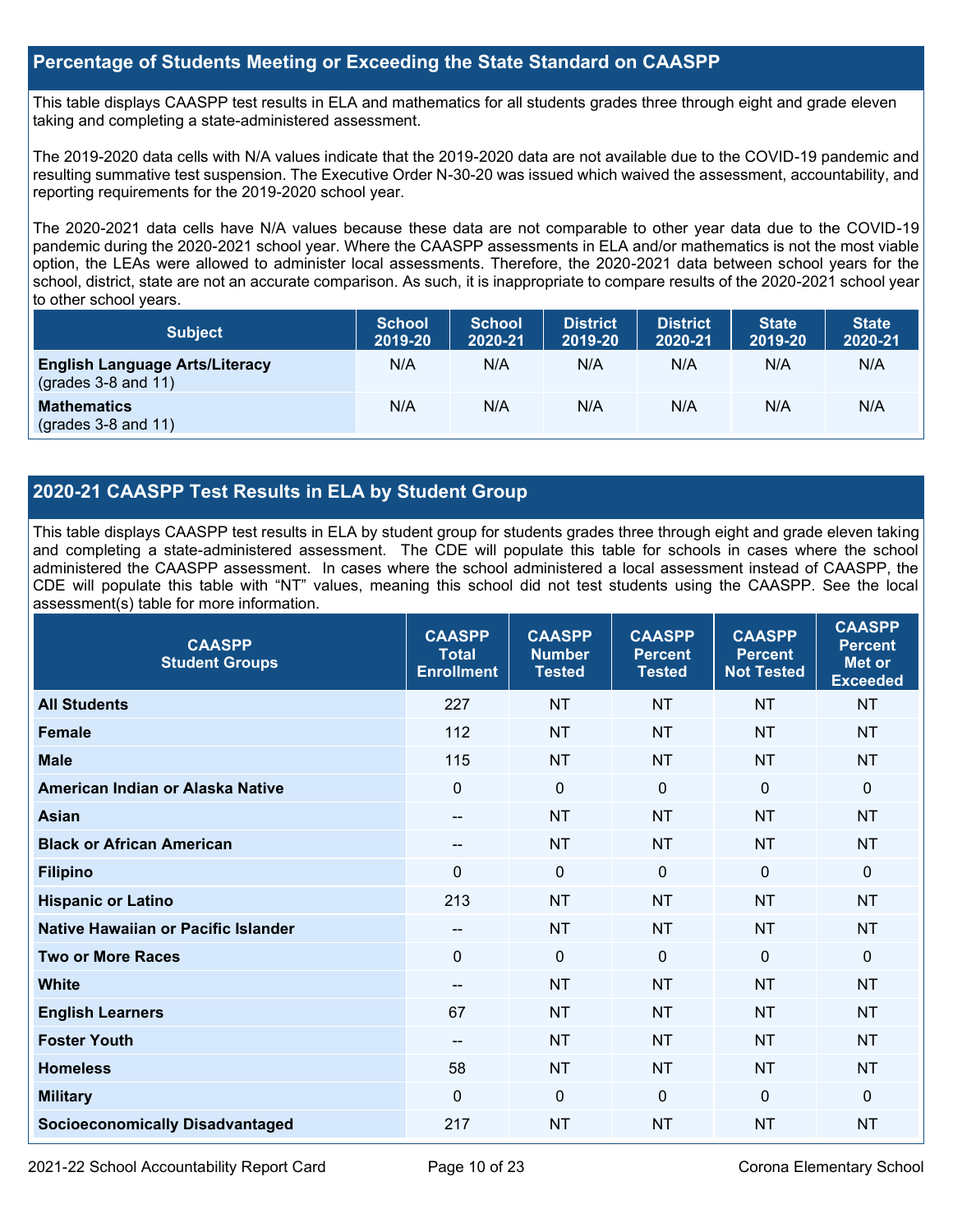## Percentage of Students Meeting or Exceeding the State Standard on CAASPP

This table displays CAASPP test results in ELA and mathematics for all students grades three through eight and grade eleven taking and completing a state-administered assessment.

The 2019-2020 data cells with N/A values indicate that the 2019-2020 data are not available due to the COVID-19 pandemic and resulting summative test suspension. The Executive Order N-30-20 was issued which waived the assessment, accountability, and reporting requirements for the 2019-2020 school year.

The 2020-2021 data cells have N/A values because these data are not comparable to other year data due to the COVID-19 pandemic during the 2020-2021 school year. Where the CAASPP assessments in ELA and/or mathematics is not the most viable option, the LEAs were allowed to administer local assessments. Therefore, the 2020-2021 data between school years for the school, district, state are not an accurate comparison. As such, it is inappropriate to compare results of the 2020-2021 school year to other school years.

| Subject | School 2019-20 | School 2020-21 | District 2019-20 | District 2020-21 | State 2019-20 | State 2020-21 |
|---|---|---|---|---|---|---|
| **English Language Arts/Literacy** (grades 3-8 and 11) | N/A | N/A | N/A | N/A | N/A | N/A |
| **Mathematics** (grades 3-8 and 11) | N/A | N/A | N/A | N/A | N/A | N/A |

## 2020-21 CAASPP Test Results in ELA by Student Group

This table displays CAASPP test results in ELA by student group for students grades three through eight and grade eleven taking and completing a state-administered assessment. The CDE will populate this table for schools in cases where the school administered the CAASPP assessment. In cases where the school administered a local assessment instead of CAASPP, the CDE will populate this table with "NT" values, meaning this school did not test students using the CAASPP. See the local assessment(s) table for more information.

| CAASPP Student Groups | CAASPP Total Enrollment | CAASPP Number Tested | CAASPP Percent Tested | CAASPP Percent Not Tested | CAASPP Percent Met or Exceeded |
|---|---|---|---|---|---|
| **All Students** | 227 | NT | NT | NT | NT |
| **Female** | 112 | NT | NT | NT | NT |
| **Male** | 115 | NT | NT | NT | NT |
| **American Indian or Alaska Native** | 0 | 0 | 0 | 0 | 0 |
| **Asian** | -- | NT | NT | NT | NT |
| **Black or African American** | -- | NT | NT | NT | NT |
| **Filipino** | 0 | 0 | 0 | 0 | 0 |
| **Hispanic or Latino** | 213 | NT | NT | NT | NT |
| **Native Hawaiian or Pacific Islander** | -- | NT | NT | NT | NT |
| **Two or More Races** | 0 | 0 | 0 | 0 | 0 |
| **White** | -- | NT | NT | NT | NT |
| **English Learners** | 67 | NT | NT | NT | NT |
| **Foster Youth** | -- | NT | NT | NT | NT |
| **Homeless** | 58 | NT | NT | NT | NT |
| **Military** | 0 | 0 | 0 | 0 | 0 |
| **Socioeconomically Disadvantaged** | 217 | NT | NT | NT | NT |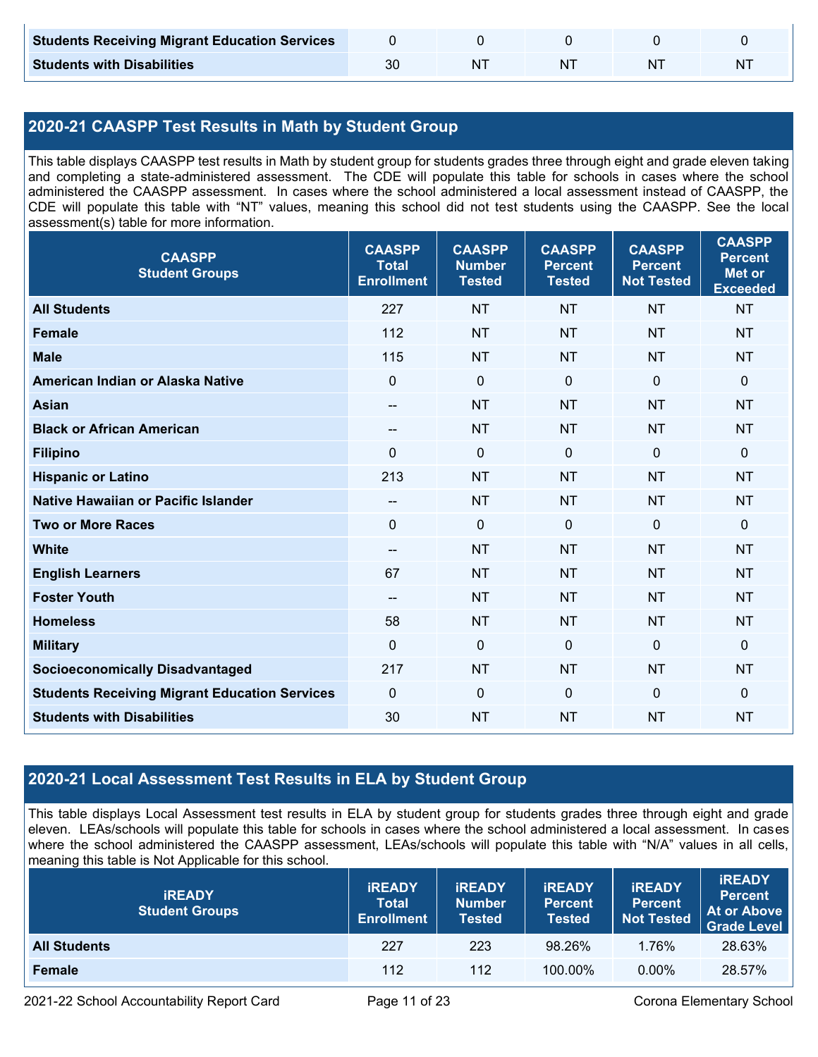| Students Receiving Migrant Education Services | 0 | 0 | 0 | 0 | 0 |
|---|---|---|---|---|---|
| Students with Disabilities | 30 | NT | NT | NT | NT |

## 2020-21 CAASPP Test Results in Math by Student Group

This table displays CAASPP test results in Math by student group for students grades three through eight and grade eleven taking and completing a state-administered assessment. The CDE will populate this table for schools in cases where the school administered the CAASPP assessment. In cases where the school administered a local assessment instead of CAASPP, the CDE will populate this table with "NT" values, meaning this school did not test students using the CAASPP. See the local assessment(s) table for more information.

| CAASPP Student Groups | CAASPP Total Enrollment | CAASPP Number Tested | CAASPP Percent Tested | CAASPP Percent Not Tested | CAASPP Percent Met or Exceeded |
|---|---|---|---|---|---|
| All Students | 227 | NT | NT | NT | NT |
| Female | 112 | NT | NT | NT | NT |
| Male | 115 | NT | NT | NT | NT |
| American Indian or Alaska Native | 0 | 0 | 0 | 0 | 0 |
| Asian | -- | NT | NT | NT | NT |
| Black or African American | -- | NT | NT | NT | NT |
| Filipino | 0 | 0 | 0 | 0 | 0 |
| Hispanic or Latino | 213 | NT | NT | NT | NT |
| Native Hawaiian or Pacific Islander | -- | NT | NT | NT | NT |
| Two or More Races | 0 | 0 | 0 | 0 | 0 |
| White | -- | NT | NT | NT | NT |
| English Learners | 67 | NT | NT | NT | NT |
| Foster Youth | -- | NT | NT | NT | NT |
| Homeless | 58 | NT | NT | NT | NT |
| Military | 0 | 0 | 0 | 0 | 0 |
| Socioeconomically Disadvantaged | 217 | NT | NT | NT | NT |
| Students Receiving Migrant Education Services | 0 | 0 | 0 | 0 | 0 |
| Students with Disabilities | 30 | NT | NT | NT | NT |

## 2020-21 Local Assessment Test Results in ELA by Student Group

This table displays Local Assessment test results in ELA by student group for students grades three through eight and grade eleven. LEAs/schools will populate this table for schools in cases where the school administered a local assessment. In cases where the school administered the CAASPP assessment, LEAs/schools will populate this table with "N/A" values in all cells, meaning this table is Not Applicable for this school.

| iREADY Student Groups | iREADY Total Enrollment | iREADY Number Tested | iREADY Percent Tested | iREADY Percent Not Tested | iREADY Percent At or Above Grade Level |
|---|---|---|---|---|---|
| All Students | 227 | 223 | 98.26% | 1.76% | 28.63% |
| Female | 112 | 112 | 100.00% | 0.00% | 28.57% |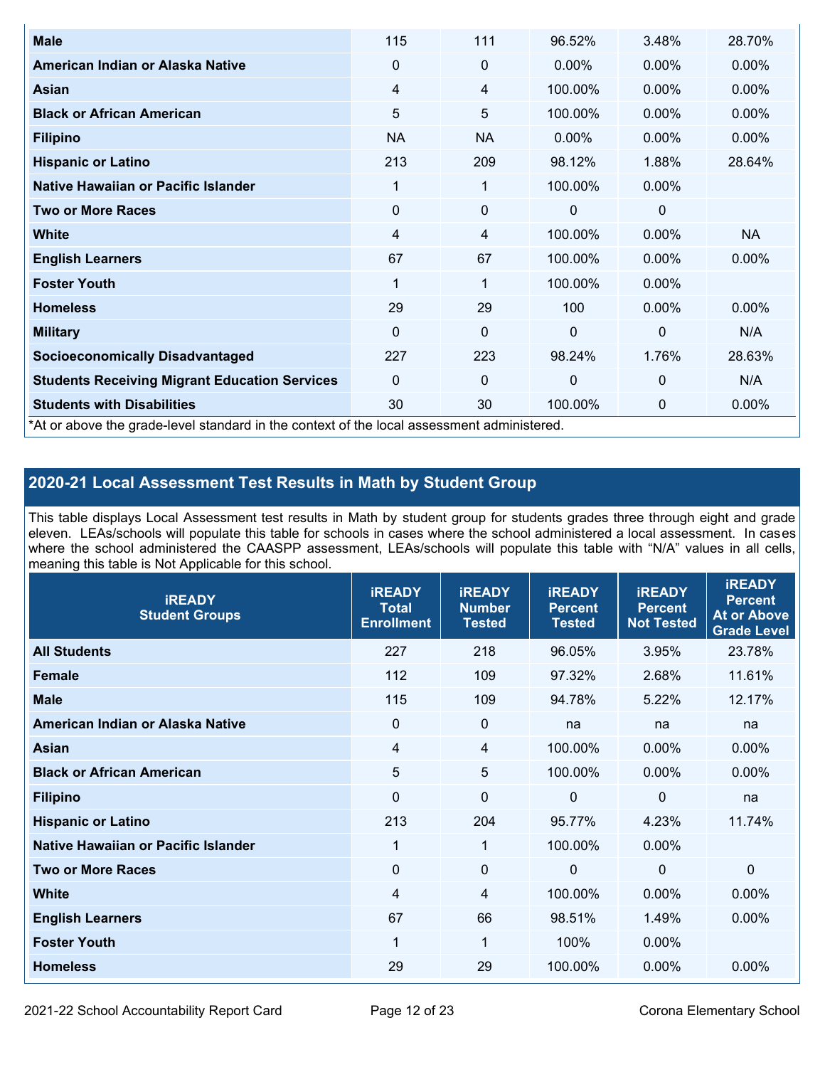| | | | | | |
|---|---|---|---|---|---|
| **Male** | 115 | 111 | 96.52% | 3.48% | 28.70% |
| **American Indian or Alaska Native** | 0 | 0 | 0.00% | 0.00% | 0.00% |
| **Asian** | 4 | 4 | 100.00% | 0.00% | 0.00% |
| **Black or African American** | 5 | 5 | 100.00% | 0.00% | 0.00% |
| **Filipino** | NA | NA | 0.00% | 0.00% | 0.00% |
| **Hispanic or Latino** | 213 | 209 | 98.12% | 1.88% | 28.64% |
| **Native Hawaiian or Pacific Islander** | 1 | 1 | 100.00% | 0.00% | |
| **Two or More Races** | 0 | 0 | 0 | 0 | |
| **White** | 4 | 4 | 100.00% | 0.00% | NA |
| **English Learners** | 67 | 67 | 100.00% | 0.00% | 0.00% |
| **Foster Youth** | 1 | 1 | 100.00% | 0.00% | |
| **Homeless** | 29 | 29 | 100 | 0.00% | 0.00% |
| **Military** | 0 | 0 | 0 | 0 | N/A |
| **Socioeconomically Disadvantaged** | 227 | 223 | 98.24% | 1.76% | 28.63% |
| **Students Receiving Migrant Education Services** | 0 | 0 | 0 | 0 | N/A |
| **Students with Disabilities** | 30 | 30 | 100.00% | 0 | 0.00% |

*At or above the grade-level standard in the context of the local assessment administered.

## 2020-21 Local Assessment Test Results in Math by Student Group

This table displays Local Assessment test results in Math by student group for students grades three through eight and grade eleven. LEAs/schools will populate this table for schools in cases where the school administered a local assessment. In cases where the school administered the CAASPP assessment, LEAs/schools will populate this table with "N/A" values in all cells, meaning this table is Not Applicable for this school.

| iREADY Student Groups | iREADY Total Enrollment | iREADY Number Tested | iREADY Percent Tested | iREADY Percent Not Tested | iREADY Percent At or Above Grade Level |
|---|---|---|---|---|---|
| **All Students** | 227 | 218 | 96.05% | 3.95% | 23.78% |
| **Female** | 112 | 109 | 97.32% | 2.68% | 11.61% |
| **Male** | 115 | 109 | 94.78% | 5.22% | 12.17% |
| **American Indian or Alaska Native** | 0 | 0 | na | na | na |
| **Asian** | 4 | 4 | 100.00% | 0.00% | 0.00% |
| **Black or African American** | 5 | 5 | 100.00% | 0.00% | 0.00% |
| **Filipino** | 0 | 0 | 0 | 0 | na |
| **Hispanic or Latino** | 213 | 204 | 95.77% | 4.23% | 11.74% |
| **Native Hawaiian or Pacific Islander** | 1 | 1 | 100.00% | 0.00% | |
| **Two or More Races** | 0 | 0 | 0 | 0 | 0 |
| **White** | 4 | 4 | 100.00% | 0.00% | 0.00% |
| **English Learners** | 67 | 66 | 98.51% | 1.49% | 0.00% |
| **Foster Youth** | 1 | 1 | 100% | 0.00% | |
| **Homeless** | 29 | 29 | 100.00% | 0.00% | 0.00% |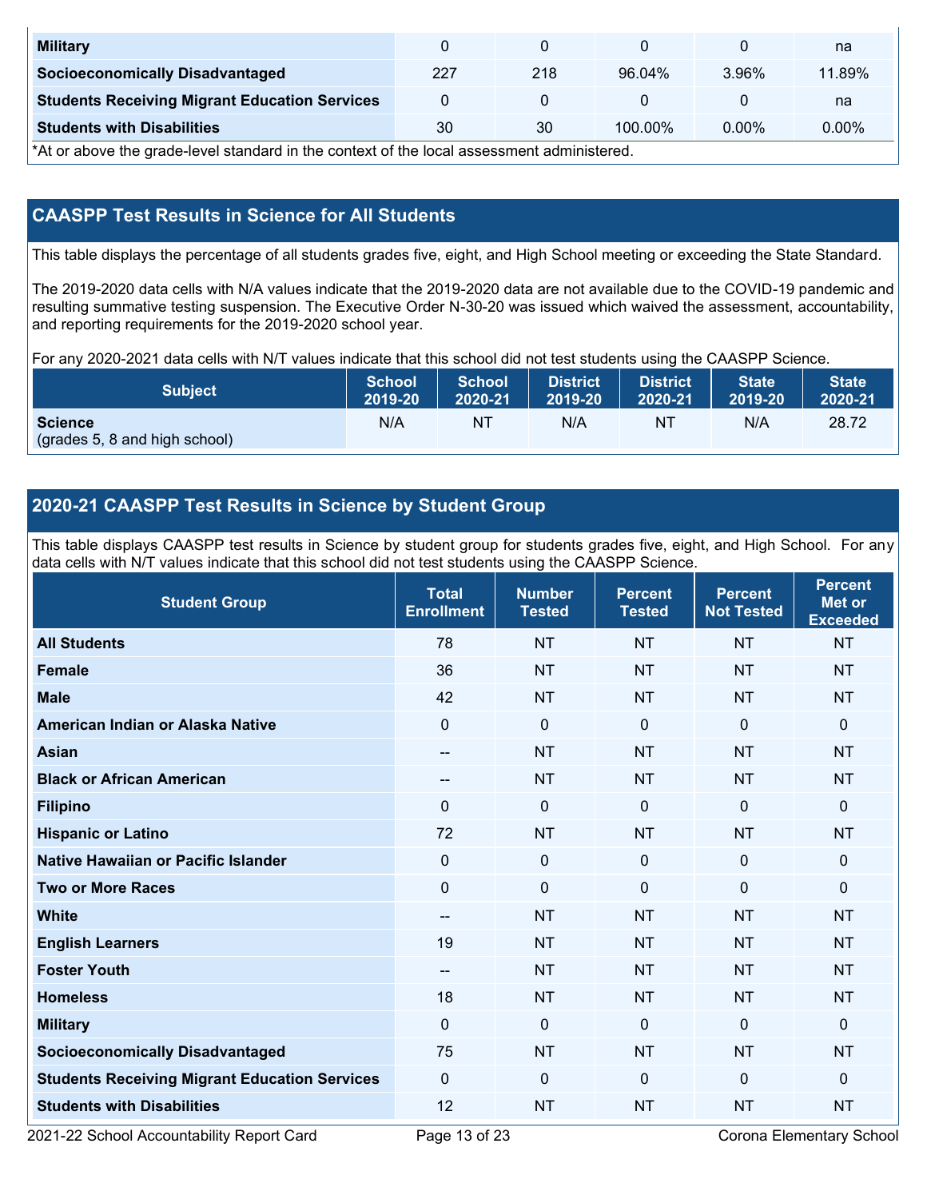| Military | 0 | 0 | 0 | 0 | na |
|---|---|---|---|---|---|
| **Socioeconomically Disadvantaged** | 227 | 218 | 96.04% | 3.96% | 11.89% |
| **Students Receiving Migrant Education Services** | 0 | 0 | 0 | 0 | na |
| **Students with Disabilities** | 30 | 30 | 100.00% | 0.00% | 0.00% |

*At or above the grade-level standard in the context of the local assessment administered.

## CAASPP Test Results in Science for All Students

This table displays the percentage of all students grades five, eight, and High School meeting or exceeding the State Standard.

The 2019-2020 data cells with N/A values indicate that the 2019-2020 data are not available due to the COVID-19 pandemic and resulting summative testing suspension. The Executive Order N-30-20 was issued which waived the assessment, accountability, and reporting requirements for the 2019-2020 school year.

For any 2020-2021 data cells with N/T values indicate that this school did not test students using the CAASPP Science.

| Subject | School 2019-20 | School 2020-21 | District 2019-20 | District 2020-21 | State 2019-20 | State 2020-21 |
|---|---|---|---|---|---|---|
| **Science** (grades 5, 8 and high school) | N/A | NT | N/A | NT | N/A | 28.72 |

## 2020-21 CAASPP Test Results in Science by Student Group

This table displays CAASPP test results in Science by student group for students grades five, eight, and High School. For any data cells with N/T values indicate that this school did not test students using the CAASPP Science.

| Student Group | Total Enrollment | Number Tested | Percent Tested | Percent Not Tested | Percent Met or Exceeded |
|---|---|---|---|---|---|
| **All Students** | 78 | NT | NT | NT | NT |
| **Female** | 36 | NT | NT | NT | NT |
| **Male** | 42 | NT | NT | NT | NT |
| **American Indian or Alaska Native** | 0 | 0 | 0 | 0 | 0 |
| **Asian** | -- | NT | NT | NT | NT |
| **Black or African American** | -- | NT | NT | NT | NT |
| **Filipino** | 0 | 0 | 0 | 0 | 0 |
| **Hispanic or Latino** | 72 | NT | NT | NT | NT |
| **Native Hawaiian or Pacific Islander** | 0 | 0 | 0 | 0 | 0 |
| **Two or More Races** | 0 | 0 | 0 | 0 | 0 |
| **White** | -- | NT | NT | NT | NT |
| **English Learners** | 19 | NT | NT | NT | NT |
| **Foster Youth** | -- | NT | NT | NT | NT |
| **Homeless** | 18 | NT | NT | NT | NT |
| **Military** | 0 | 0 | 0 | 0 | 0 |
| **Socioeconomically Disadvantaged** | 75 | NT | NT | NT | NT |
| **Students Receiving Migrant Education Services** | 0 | 0 | 0 | 0 | 0 |
| **Students with Disabilities** | 12 | NT | NT | NT | NT |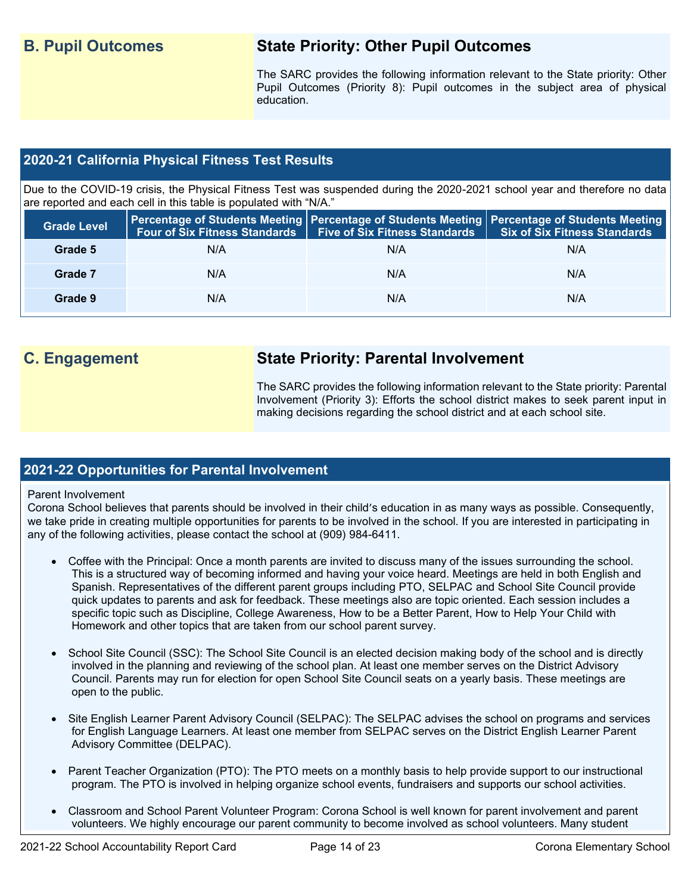## B. Pupil Outcomes

### State Priority: Other Pupil Outcomes

The SARC provides the following information relevant to the State priority: Other Pupil Outcomes (Priority 8): Pupil outcomes in the subject area of physical education.

### 2020-21 California Physical Fitness Test Results

Due to the COVID-19 crisis, the Physical Fitness Test was suspended during the 2020-2021 school year and therefore no data are reported and each cell in this table is populated with "N/A."

| Grade Level | Percentage of Students Meeting Four of Six Fitness Standards | Percentage of Students Meeting Five of Six Fitness Standards | Percentage of Students Meeting Six of Six Fitness Standards |
|---|---|---|---|
| Grade 5 | N/A | N/A | N/A |
| Grade 7 | N/A | N/A | N/A |
| Grade 9 | N/A | N/A | N/A |

## C. Engagement

### State Priority: Parental Involvement

The SARC provides the following information relevant to the State priority: Parental Involvement (Priority 3): Efforts the school district makes to seek parent input in making decisions regarding the school district and at each school site.

### 2021-22 Opportunities for Parental Involvement

Parent Involvement
Corona School believes that parents should be involved in their child's education in as many ways as possible. Consequently, we take pride in creating multiple opportunities for parents to be involved in the school. If you are interested in participating in any of the following activities, please contact the school at (909) 984-6411.

- Coffee with the Principal: Once a month parents are invited to discuss many of the issues surrounding the school. This is a structured way of becoming informed and having your voice heard. Meetings are held in both English and Spanish. Representatives of the different parent groups including PTO, SELPAC and School Site Council provide quick updates to parents and ask for feedback. These meetings also are topic oriented. Each session includes a specific topic such as Discipline, College Awareness, How to be a Better Parent, How to Help Your Child with Homework and other topics that are taken from our school parent survey.

- School Site Council (SSC): The School Site Council is an elected decision making body of the school and is directly involved in the planning and reviewing of the school plan. At least one member serves on the District Advisory Council. Parents may run for election for open School Site Council seats on a yearly basis. These meetings are open to the public.

- Site English Learner Parent Advisory Council (SELPAC): The SELPAC advises the school on programs and services for English Language Learners. At least one member from SELPAC serves on the District English Learner Parent Advisory Committee (DELPAC).

- Parent Teacher Organization (PTO): The PTO meets on a monthly basis to help provide support to our instructional program. The PTO is involved in helping organize school events, fundraisers and supports our school activities.

- Classroom and School Parent Volunteer Program: Corona School is well known for parent involvement and parent volunteers. We highly encourage our parent community to become involved as school volunteers. Many student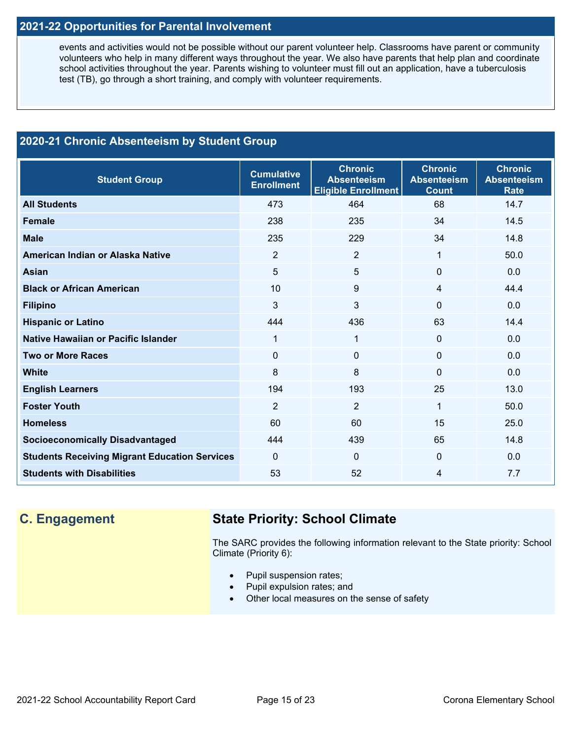## 2021-22 Opportunities for Parental Involvement

events and activities would not be possible without our parent volunteer help. Classrooms have parent or community volunteers who help in many different ways throughout the year. We also have parents that help plan and coordinate school activities throughout the year. Parents wishing to volunteer must fill out an application, have a tuberculosis test (TB), go through a short training, and comply with volunteer requirements.

## 2020-21 Chronic Absenteeism by Student Group

| Student Group | Cumulative Enrollment | Chronic Absenteeism Eligible Enrollment | Chronic Absenteeism Count | Chronic Absenteeism Rate |
|---|---|---|---|---|
| **All Students** | 473 | 464 | 68 | 14.7 |
| **Female** | 238 | 235 | 34 | 14.5 |
| **Male** | 235 | 229 | 34 | 14.8 |
| **American Indian or Alaska Native** | 2 | 2 | 1 | 50.0 |
| **Asian** | 5 | 5 | 0 | 0.0 |
| **Black or African American** | 10 | 9 | 4 | 44.4 |
| **Filipino** | 3 | 3 | 0 | 0.0 |
| **Hispanic or Latino** | 444 | 436 | 63 | 14.4 |
| **Native Hawaiian or Pacific Islander** | 1 | 1 | 0 | 0.0 |
| **Two or More Races** | 0 | 0 | 0 | 0.0 |
| **White** | 8 | 8 | 0 | 0.0 |
| **English Learners** | 194 | 193 | 25 | 13.0 |
| **Foster Youth** | 2 | 2 | 1 | 50.0 |
| **Homeless** | 60 | 60 | 15 | 25.0 |
| **Socioeconomically Disadvantaged** | 444 | 439 | 65 | 14.8 |
| **Students Receiving Migrant Education Services** | 0 | 0 | 0 | 0.0 |
| **Students with Disabilities** | 53 | 52 | 4 | 7.7 |

## C. Engagement

### State Priority: School Climate

The SARC provides the following information relevant to the State priority: School Climate (Priority 6):

- Pupil suspension rates;
- Pupil expulsion rates; and
- Other local measures on the sense of safety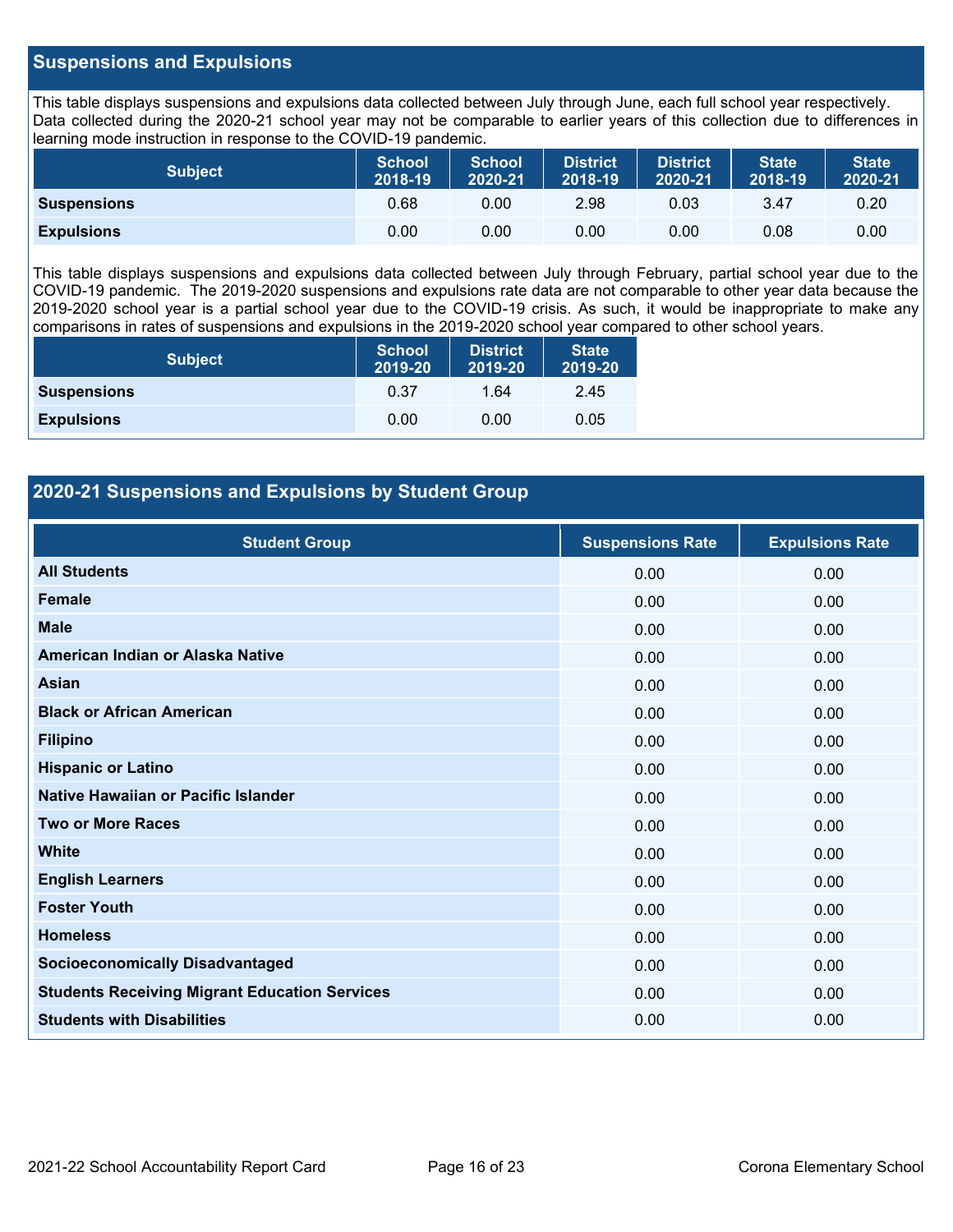## Suspensions and Expulsions

This table displays suspensions and expulsions data collected between July through June, each full school year respectively. Data collected during the 2020-21 school year may not be comparable to earlier years of this collection due to differences in learning mode instruction in response to the COVID-19 pandemic.

| Subject | School 2018-19 | School 2020-21 | District 2018-19 | District 2020-21 | State 2018-19 | State 2020-21 |
|---|---|---|---|---|---|---|
| **Suspensions** | 0.68 | 0.00 | 2.98 | 0.03 | 3.47 | 0.20 |
| **Expulsions** | 0.00 | 0.00 | 0.00 | 0.00 | 0.08 | 0.00 |

This table displays suspensions and expulsions data collected between July through February, partial school year due to the COVID-19 pandemic. The 2019-2020 suspensions and expulsions rate data are not comparable to other year data because the 2019-2020 school year is a partial school year due to the COVID-19 crisis. As such, it would be inappropriate to make any comparisons in rates of suspensions and expulsions in the 2019-2020 school year compared to other school years.

| Subject | School 2019-20 | District 2019-20 | State 2019-20 |
|---|---|---|---|
| **Suspensions** | 0.37 | 1.64 | 2.45 |
| **Expulsions** | 0.00 | 0.00 | 0.05 |

## 2020-21 Suspensions and Expulsions by Student Group

| Student Group | Suspensions Rate | Expulsions Rate |
|---|---|---|
| **All Students** | 0.00 | 0.00 |
| **Female** | 0.00 | 0.00 |
| **Male** | 0.00 | 0.00 |
| **American Indian or Alaska Native** | 0.00 | 0.00 |
| **Asian** | 0.00 | 0.00 |
| **Black or African American** | 0.00 | 0.00 |
| **Filipino** | 0.00 | 0.00 |
| **Hispanic or Latino** | 0.00 | 0.00 |
| **Native Hawaiian or Pacific Islander** | 0.00 | 0.00 |
| **Two or More Races** | 0.00 | 0.00 |
| **White** | 0.00 | 0.00 |
| **English Learners** | 0.00 | 0.00 |
| **Foster Youth** | 0.00 | 0.00 |
| **Homeless** | 0.00 | 0.00 |
| **Socioeconomically Disadvantaged** | 0.00 | 0.00 |
| **Students Receiving Migrant Education Services** | 0.00 | 0.00 |
| **Students with Disabilities** | 0.00 | 0.00 |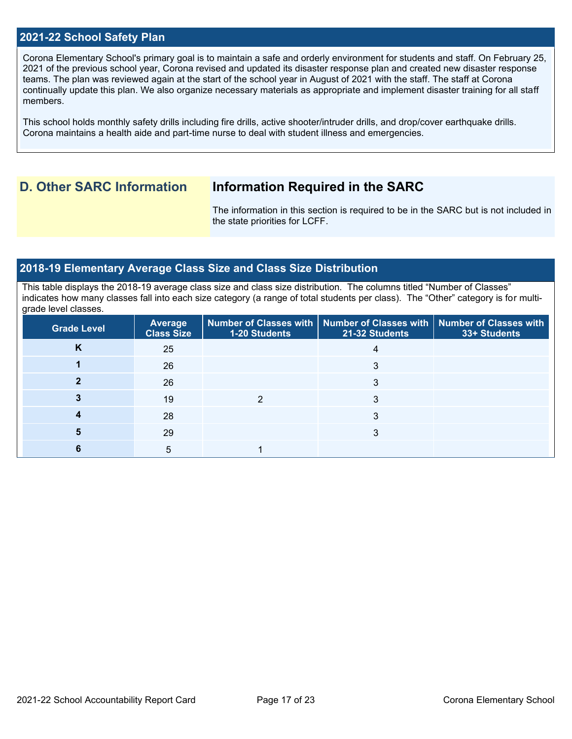## 2021-22 School Safety Plan

Corona Elementary School's primary goal is to maintain a safe and orderly environment for students and staff. On February 25, 2021 of the previous school year, Corona revised and updated its disaster response plan and created new disaster response teams. The plan was reviewed again at the start of the school year in August of 2021 with the staff. The staff at Corona continually update this plan. We also organize necessary materials as appropriate and implement disaster training for all staff members.

This school holds monthly safety drills including fire drills, active shooter/intruder drills, and drop/cover earthquake drills. Corona maintains a health aide and part-time nurse to deal with student illness and emergencies.

# D. Other SARC Information

## Information Required in the SARC

The information in this section is required to be in the SARC but is not included in the state priorities for LCFF.

## 2018-19 Elementary Average Class Size and Class Size Distribution

This table displays the 2018-19 average class size and class size distribution. The columns titled "Number of Classes" indicates how many classes fall into each size category (a range of total students per class). The "Other" category is for multi-grade level classes.

| Grade Level | Average Class Size | Number of Classes with 1-20 Students | Number of Classes with 21-32 Students | Number of Classes with 33+ Students |
|---|---|---|---|---|
| K | 25 | | 4 | |
| 1 | 26 | | 3 | |
| 2 | 26 | | 3 | |
| 3 | 19 | 2 | 3 | |
| 4 | 28 | | 3 | |
| 5 | 29 | | 3 | |
| 6 | 5 | 1 | | |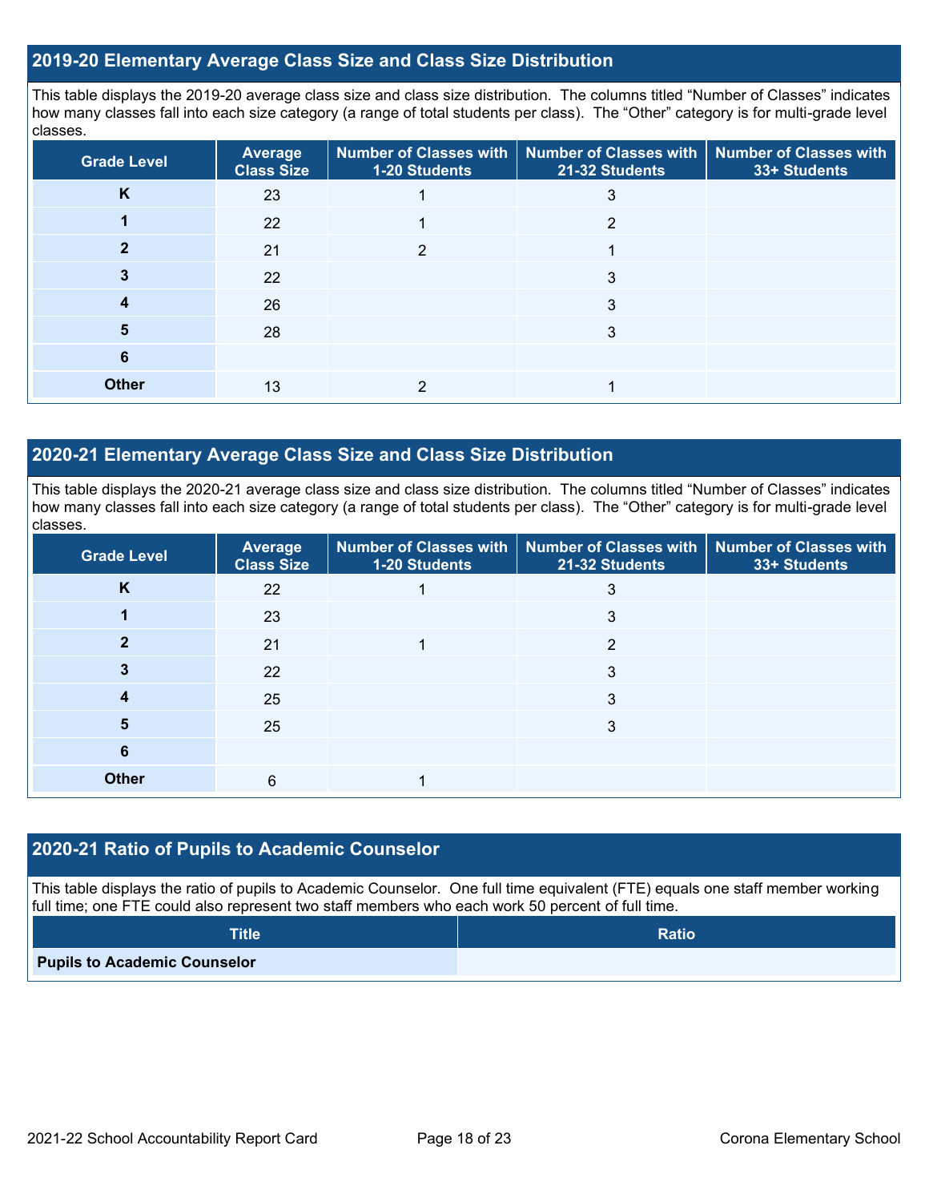## 2019-20 Elementary Average Class Size and Class Size Distribution

This table displays the 2019-20 average class size and class size distribution. The columns titled "Number of Classes" indicates how many classes fall into each size category (a range of total students per class). The "Other" category is for multi-grade level classes.

| Grade Level | Average Class Size | Number of Classes with 1-20 Students | Number of Classes with 21-32 Students | Number of Classes with 33+ Students |
|---|---|---|---|---|
| K | 23 | 1 | 3 | |
| 1 | 22 | 1 | 2 | |
| 2 | 21 | 2 | 1 | |
| 3 | 22 | | 3 | |
| 4 | 26 | | 3 | |
| 5 | 28 | | 3 | |
| 6 | | | | |
| Other | 13 | 2 | 1 | |

## 2020-21 Elementary Average Class Size and Class Size Distribution

This table displays the 2020-21 average class size and class size distribution. The columns titled "Number of Classes" indicates how many classes fall into each size category (a range of total students per class). The "Other" category is for multi-grade level classes.

| Grade Level | Average Class Size | Number of Classes with 1-20 Students | Number of Classes with 21-32 Students | Number of Classes with 33+ Students |
|---|---|---|---|---|
| K | 22 | 1 | 3 | |
| 1 | 23 | | 3 | |
| 2 | 21 | 1 | 2 | |
| 3 | 22 | | 3 | |
| 4 | 25 | | 3 | |
| 5 | 25 | | 3 | |
| 6 | | | | |
| Other | 6 | 1 | | |

## 2020-21 Ratio of Pupils to Academic Counselor

This table displays the ratio of pupils to Academic Counselor. One full time equivalent (FTE) equals one staff member working full time; one FTE could also represent two staff members who each work 50 percent of full time.

| Title | Ratio |
|---|---|
| Pupils to Academic Counselor | |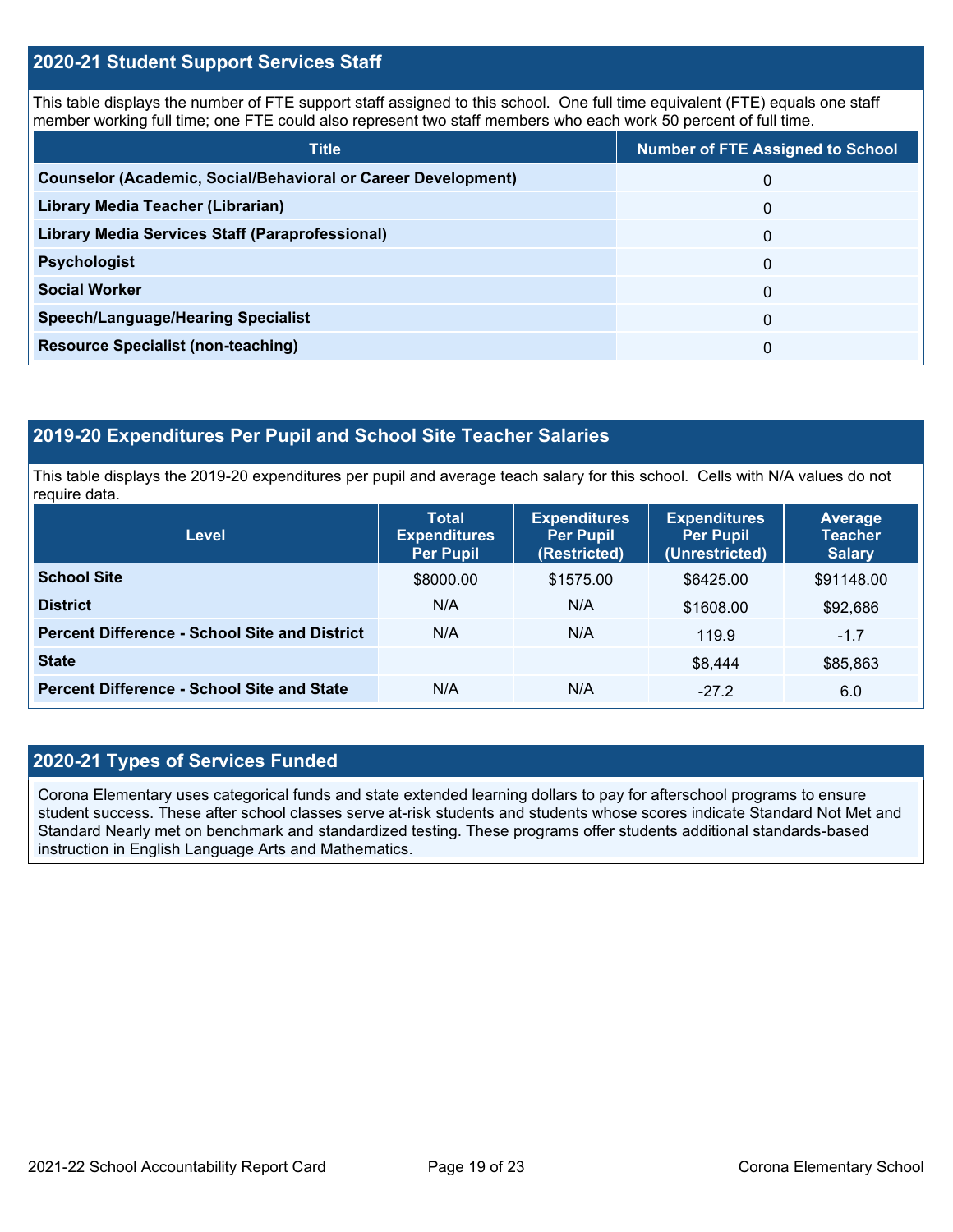## 2020-21 Student Support Services Staff

This table displays the number of FTE support staff assigned to this school. One full time equivalent (FTE) equals one staff member working full time; one FTE could also represent two staff members who each work 50 percent of full time.

| Title | Number of FTE Assigned to School |
|---|---|
| **Counselor (Academic, Social/Behavioral or Career Development)** | 0 |
| **Library Media Teacher (Librarian)** | 0 |
| **Library Media Services Staff (Paraprofessional)** | 0 |
| **Psychologist** | 0 |
| **Social Worker** | 0 |
| **Speech/Language/Hearing Specialist** | 0 |
| **Resource Specialist (non-teaching)** | 0 |

## 2019-20 Expenditures Per Pupil and School Site Teacher Salaries

This table displays the 2019-20 expenditures per pupil and average teach salary for this school. Cells with N/A values do not require data.

| Level | Total Expenditures Per Pupil | Expenditures Per Pupil (Restricted) | Expenditures Per Pupil (Unrestricted) | Average Teacher Salary |
|---|---|---|---|---|
| **School Site** | $8000.00 | $1575.00 | $6425.00 | $91148.00 |
| **District** | N/A | N/A | $1608.00 | $92,686 |
| **Percent Difference - School Site and District** | N/A | N/A | 119.9 | -1.7 |
| **State** | | | $8,444 | $85,863 |
| **Percent Difference - School Site and State** | N/A | N/A | -27.2 | 6.0 |

## 2020-21 Types of Services Funded

Corona Elementary uses categorical funds and state extended learning dollars to pay for afterschool programs to ensure student success. These after school classes serve at-risk students and students whose scores indicate Standard Not Met and Standard Nearly met on benchmark and standardized testing. These programs offer students additional standards-based instruction in English Language Arts and Mathematics.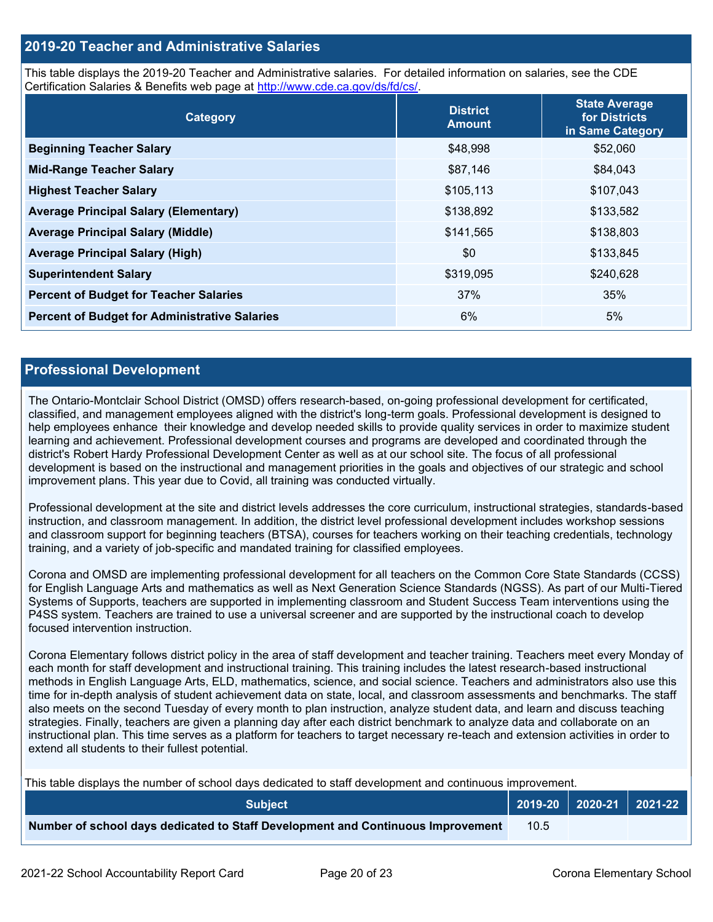## 2019-20 Teacher and Administrative Salaries

This table displays the 2019-20 Teacher and Administrative salaries. For detailed information on salaries, see the CDE Certification Salaries & Benefits web page at http://www.cde.ca.gov/ds/fd/cs/.

| Category | District Amount | State Average for Districts in Same Category |
|---|---|---|
| **Beginning Teacher Salary** | $48,998 | $52,060 |
| **Mid-Range Teacher Salary** | $87,146 | $84,043 |
| **Highest Teacher Salary** | $105,113 | $107,043 |
| **Average Principal Salary (Elementary)** | $138,892 | $133,582 |
| **Average Principal Salary (Middle)** | $141,565 | $138,803 |
| **Average Principal Salary (High)** | $0 | $133,845 |
| **Superintendent Salary** | $319,095 | $240,628 |
| **Percent of Budget for Teacher Salaries** | 37% | 35% |
| **Percent of Budget for Administrative Salaries** | 6% | 5% |

## Professional Development

The Ontario-Montclair School District (OMSD) offers research-based, on-going professional development for certificated, classified, and management employees aligned with the district's long-term goals. Professional development is designed to help employees enhance their knowledge and develop needed skills to provide quality services in order to maximize student learning and achievement. Professional development courses and programs are developed and coordinated through the district's Robert Hardy Professional Development Center as well as at our school site. The focus of all professional development is based on the instructional and management priorities in the goals and objectives of our strategic and school improvement plans. This year due to Covid, all training was conducted virtually.

Professional development at the site and district levels addresses the core curriculum, instructional strategies, standards-based instruction, and classroom management. In addition, the district level professional development includes workshop sessions and classroom support for beginning teachers (BTSA), courses for teachers working on their teaching credentials, technology training, and a variety of job-specific and mandated training for classified employees.

Corona and OMSD are implementing professional development for all teachers on the Common Core State Standards (CCSS) for English Language Arts and mathematics as well as Next Generation Science Standards (NGSS). As part of our Multi-Tiered Systems of Supports, teachers are supported in implementing classroom and Student Success Team interventions using the P4SS system. Teachers are trained to use a universal screener and are supported by the instructional coach to develop focused intervention instruction.

Corona Elementary follows district policy in the area of staff development and teacher training. Teachers meet every Monday of each month for staff development and instructional training. This training includes the latest research-based instructional methods in English Language Arts, ELD, mathematics, science, and social science. Teachers and administrators also use this time for in-depth analysis of student achievement data on state, local, and classroom assessments and benchmarks. The staff also meets on the second Tuesday of every month to plan instruction, analyze student data, and learn and discuss teaching strategies. Finally, teachers are given a planning day after each district benchmark to analyze data and collaborate on an instructional plan. This time serves as a platform for teachers to target necessary re-teach and extension activities in order to extend all students to their fullest potential.

This table displays the number of school days dedicated to staff development and continuous improvement.

| Subject | 2019-20 | 2020-21 | 2021-22 |
|---|---|---|---|
| **Number of school days dedicated to Staff Development and Continuous Improvement** | 10.5 | | |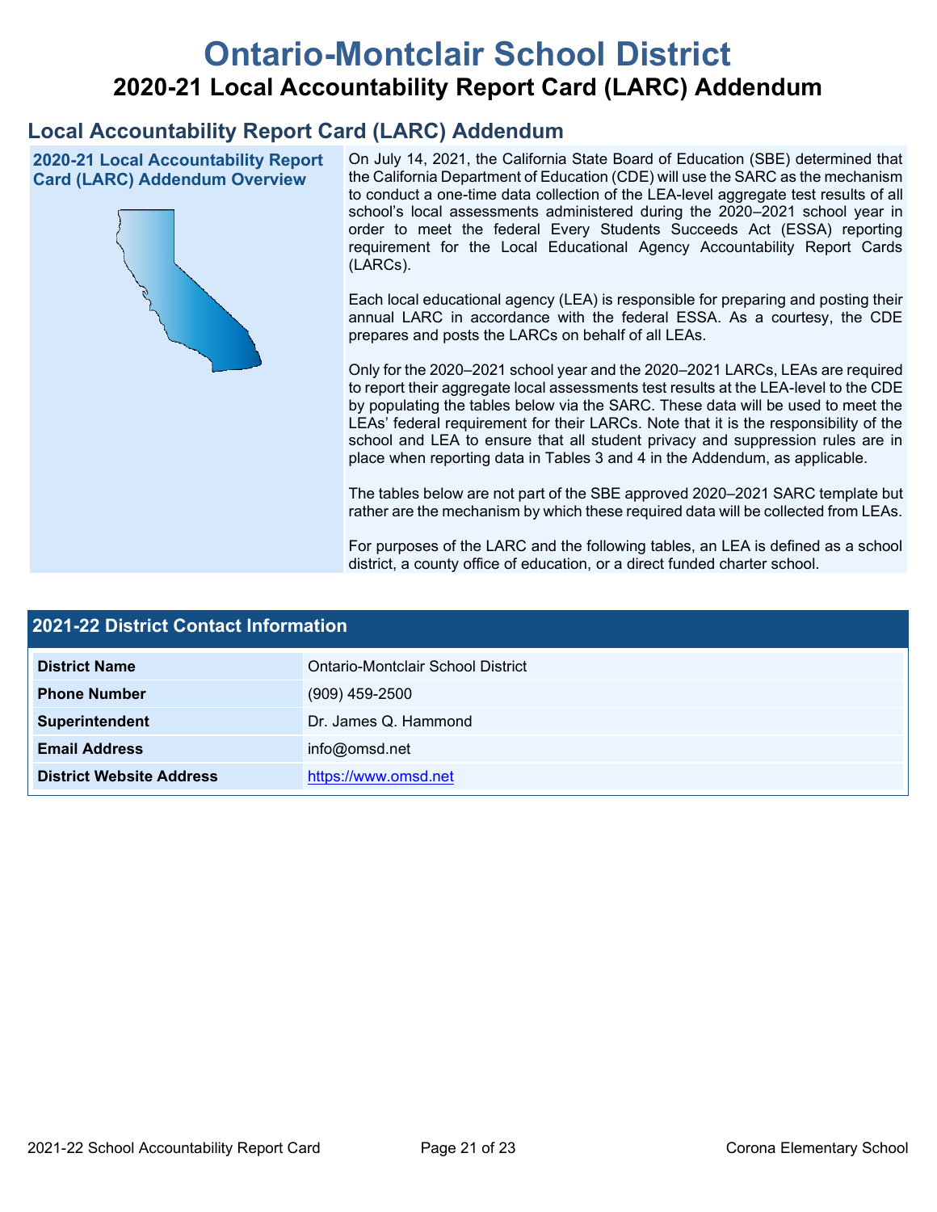# Ontario-Montclair School District

## 2020-21 Local Accountability Report Card (LARC) Addendum

## Local Accountability Report Card (LARC) Addendum

### 2020-21 Local Accountability Report Card (LARC) Addendum Overview

On July 14, 2021, the California State Board of Education (SBE) determined that the California Department of Education (CDE) will use the SARC as the mechanism to conduct a one-time data collection of the LEA-level aggregate test results of all school's local assessments administered during the 2020–2021 school year in order to meet the federal Every Students Succeeds Act (ESSA) reporting requirement for the Local Educational Agency Accountability Report Cards (LARCs).

Each local educational agency (LEA) is responsible for preparing and posting their annual LARC in accordance with the federal ESSA. As a courtesy, the CDE prepares and posts the LARCs on behalf of all LEAs.

Only for the 2020–2021 school year and the 2020–2021 LARCs, LEAs are required to report their aggregate local assessments test results at the LEA-level to the CDE by populating the tables below via the SARC. These data will be used to meet the LEAs' federal requirement for their LARCs. Note that it is the responsibility of the school and LEA to ensure that all student privacy and suppression rules are in place when reporting data in Tables 3 and 4 in the Addendum, as applicable.

The tables below are not part of the SBE approved 2020–2021 SARC template but rather are the mechanism by which these required data will be collected from LEAs.

For purposes of the LARC and the following tables, an LEA is defined as a school district, a county office of education, or a direct funded charter school.

| 2021-22 District Contact Information | |
|---|---|
| **District Name** | Ontario-Montclair School District |
| **Phone Number** | (909) 459-2500 |
| **Superintendent** | Dr. James Q. Hammond |
| **Email Address** | info@omsd.net |
| **District Website Address** | https://www.omsd.net |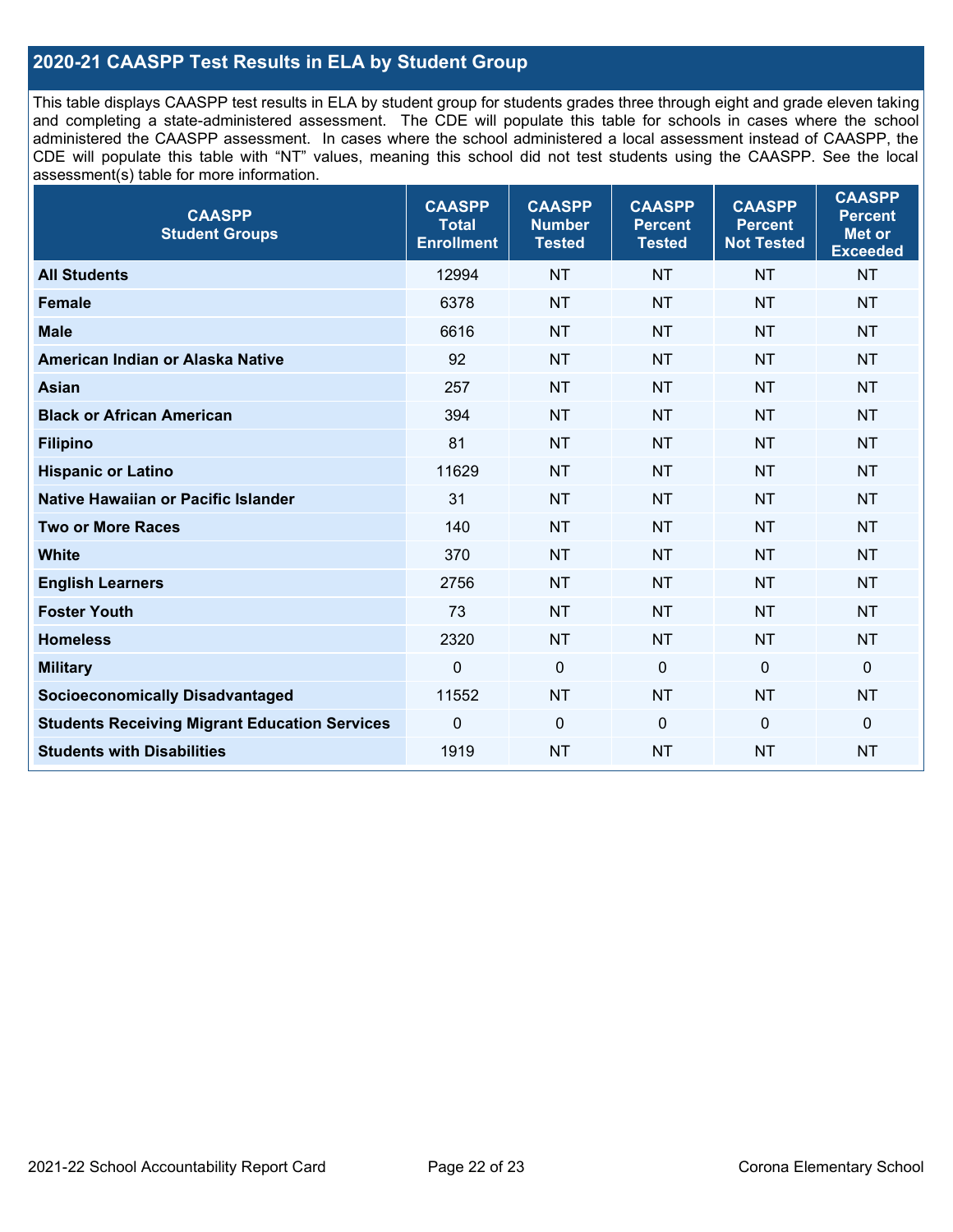## 2020-21 CAASPP Test Results in ELA by Student Group

This table displays CAASPP test results in ELA by student group for students grades three through eight and grade eleven taking and completing a state-administered assessment. The CDE will populate this table for schools in cases where the school administered the CAASPP assessment. In cases where the school administered a local assessment instead of CAASPP, the CDE will populate this table with "NT" values, meaning this school did not test students using the CAASPP. See the local assessment(s) table for more information.

| CAASPP Student Groups | CAASPP Total Enrollment | CAASPP Number Tested | CAASPP Percent Tested | CAASPP Percent Not Tested | CAASPP Percent Met or Exceeded |
|---|---|---|---|---|---|
| **All Students** | 12994 | NT | NT | NT | NT |
| **Female** | 6378 | NT | NT | NT | NT |
| **Male** | 6616 | NT | NT | NT | NT |
| **American Indian or Alaska Native** | 92 | NT | NT | NT | NT |
| **Asian** | 257 | NT | NT | NT | NT |
| **Black or African American** | 394 | NT | NT | NT | NT |
| **Filipino** | 81 | NT | NT | NT | NT |
| **Hispanic or Latino** | 11629 | NT | NT | NT | NT |
| **Native Hawaiian or Pacific Islander** | 31 | NT | NT | NT | NT |
| **Two or More Races** | 140 | NT | NT | NT | NT |
| **White** | 370 | NT | NT | NT | NT |
| **English Learners** | 2756 | NT | NT | NT | NT |
| **Foster Youth** | 73 | NT | NT | NT | NT |
| **Homeless** | 2320 | NT | NT | NT | NT |
| **Military** | 0 | 0 | 0 | 0 | 0 |
| **Socioeconomically Disadvantaged** | 11552 | NT | NT | NT | NT |
| **Students Receiving Migrant Education Services** | 0 | 0 | 0 | 0 | 0 |
| **Students with Disabilities** | 1919 | NT | NT | NT | NT |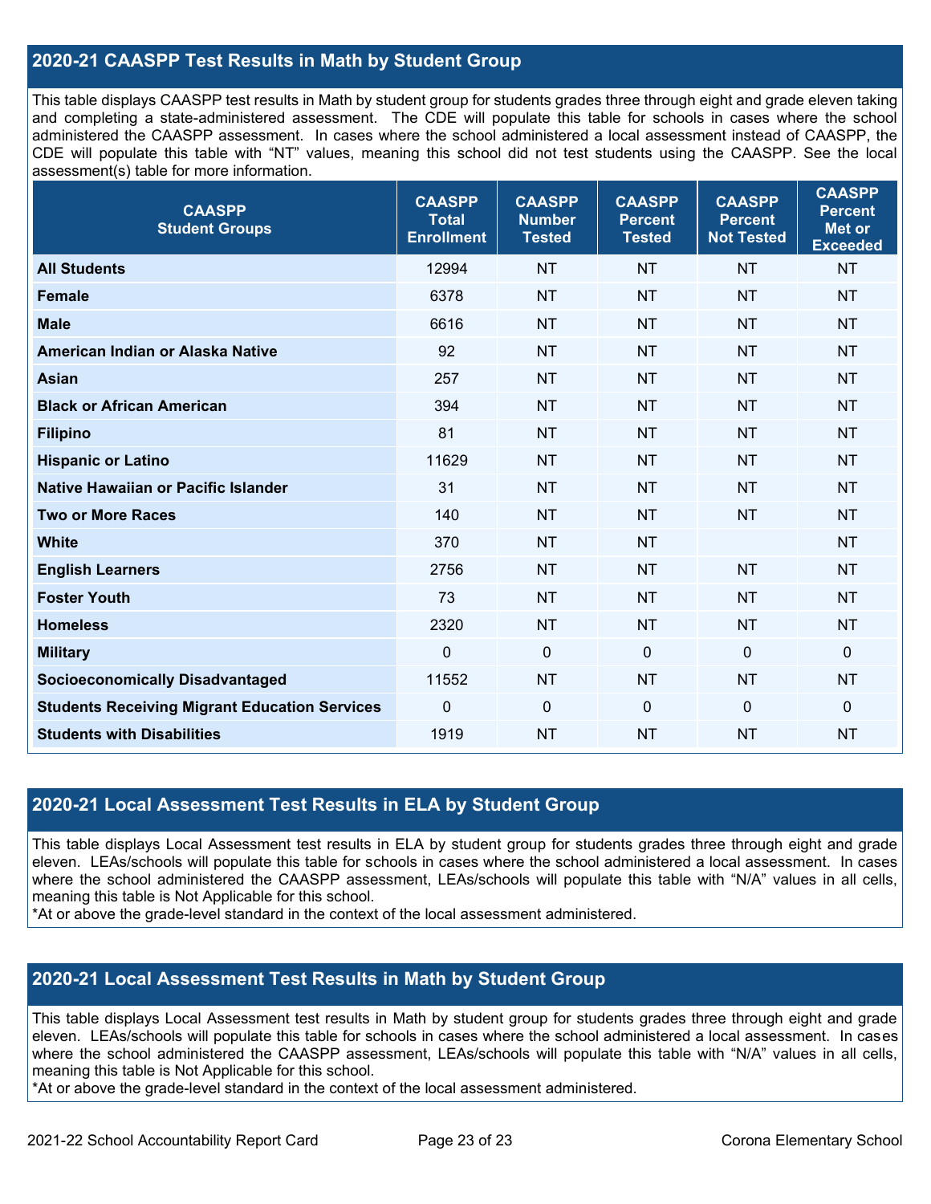## 2020-21 CAASPP Test Results in Math by Student Group

This table displays CAASPP test results in Math by student group for students grades three through eight and grade eleven taking and completing a state-administered assessment. The CDE will populate this table for schools in cases where the school administered the CAASPP assessment. In cases where the school administered a local assessment instead of CAASPP, the CDE will populate this table with "NT" values, meaning this school did not test students using the CAASPP. See the local assessment(s) table for more information.

| CAASPP Student Groups | CAASPP Total Enrollment | CAASPP Number Tested | CAASPP Percent Tested | CAASPP Percent Not Tested | CAASPP Percent Met or Exceeded |
|---|---|---|---|---|---|
| **All Students** | 12994 | NT | NT | NT | NT |
| **Female** | 6378 | NT | NT | NT | NT |
| **Male** | 6616 | NT | NT | NT | NT |
| **American Indian or Alaska Native** | 92 | NT | NT | NT | NT |
| **Asian** | 257 | NT | NT | NT | NT |
| **Black or African American** | 394 | NT | NT | NT | NT |
| **Filipino** | 81 | NT | NT | NT | NT |
| **Hispanic or Latino** | 11629 | NT | NT | NT | NT |
| **Native Hawaiian or Pacific Islander** | 31 | NT | NT | NT | NT |
| **Two or More Races** | 140 | NT | NT | NT | NT |
| **White** | 370 | NT | NT | | NT |
| **English Learners** | 2756 | NT | NT | NT | NT |
| **Foster Youth** | 73 | NT | NT | NT | NT |
| **Homeless** | 2320 | NT | NT | NT | NT |
| **Military** | 0 | 0 | 0 | 0 | 0 |
| **Socioeconomically Disadvantaged** | 11552 | NT | NT | NT | NT |
| **Students Receiving Migrant Education Services** | 0 | 0 | 0 | 0 | 0 |
| **Students with Disabilities** | 1919 | NT | NT | NT | NT |

## 2020-21 Local Assessment Test Results in ELA by Student Group

This table displays Local Assessment test results in ELA by student group for students grades three through eight and grade eleven. LEAs/schools will populate this table for schools in cases where the school administered a local assessment. In cases where the school administered the CAASPP assessment, LEAs/schools will populate this table with "N/A" values in all cells, meaning this table is Not Applicable for this school.
*At or above the grade-level standard in the context of the local assessment administered.

## 2020-21 Local Assessment Test Results in Math by Student Group

This table displays Local Assessment test results in Math by student group for students grades three through eight and grade eleven. LEAs/schools will populate this table for schools in cases where the school administered a local assessment. In cases where the school administered the CAASPP assessment, LEAs/schools will populate this table with "N/A" values in all cells, meaning this table is Not Applicable for this school.
*At or above the grade-level standard in the context of the local assessment administered.